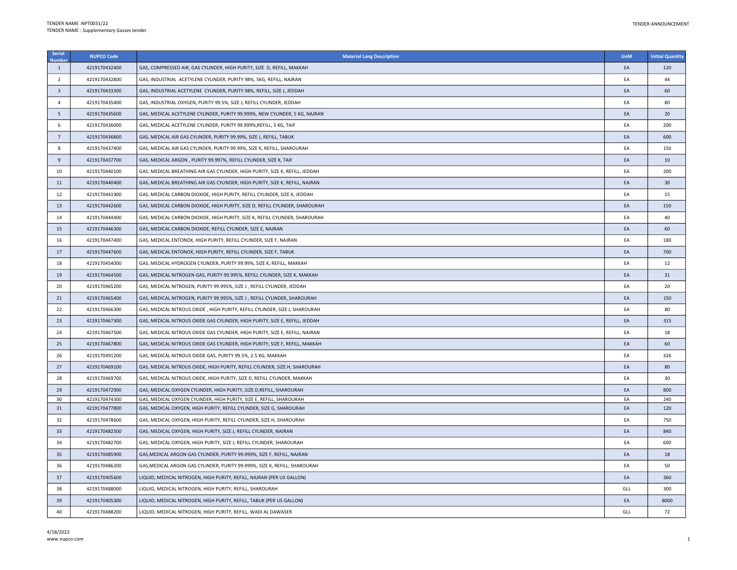TENDER NAME :NPT0031/22
TENDER NAME : Supplementary Gasses tender

TENDER ANNOUNCEMENT

| Serial Number | NUPCO Code | Material Long Description | UoM | Initial Quantity |
|---|---|---|---|---|
| 1 | 4219170432400 | GAS, COMPRESSED AIR, GAS CYLINDER, HIGH PURITY, SIZE D, REFILL, MAKKAH | EA | 120 |
| 2 | 4219170432800 | GAS, INDUSTRIAL ACETYLENE CYLINDER, PURITY 98%, 5KG, REFILL, NAJRAN | EA | 44 |
| 3 | 4219170433300 | GAS, INDUSTRIAL ACETYLENE CYLINDER, PURITY 98%, REFILL, SIZE J, JEDDAH | EA | 60 |
| 4 | 4219170435400 | GAS, INDUSTRIAL OXYGEN, PURITY 99.5%, SIZE J, REFILL CYLINDER, JEDDAH | EA | 80 |
| 5 | 4219170435600 | GAS, MEDICAL ACETYLENE CYLINDER, PURITY 99.999%, NEW CYLINDER, 5 KG, NAJRAN | EA | 20 |
| 6 | 4219170436000 | GAS, MEDICAL ACETYLENE CYLINDER, PURITY 99.999%,REFILL, 5 KG, TAIF | EA | 200 |
| 7 | 4219170436800 | GAS, MEDICAL AIR GAS CYLINDER, PURITY 99.99%, SIZE J, REFILL, TABUK | EA | 600 |
| 8 | 4219170437400 | GAS, MEDICAL AIR GAS CYLINDER, PURITY 99.99%, SIZE K, REFILL, SHAROURAH | EA | 150 |
| 9 | 4219170437700 | GAS, MEDICAL ARGON , PURITY 99.997%, REFILL CYLINDER, SIZE K, TAIF | EA | 10 |
| 10 | 4219170440100 | GAS, MEDICAL BREATHING AIR GAS CYLINDER, HIGH PURITY, SIZE K, REFILL, JEDDAH | EA | 200 |
| 11 | 4219170440400 | GAS, MEDICAL BREATHING AIR GAS CYLINDER, HIGH PURITY, SIZE K, REFILL, NAJRAN | EA | 30 |
| 12 | 4219170441900 | GAS, MEDICAL CARBON DIOXIDE, HIGH PURITY, REFILL CYLINDER, SIZE K, JEDDAH | EA | 15 |
| 13 | 4219170442600 | GAS, MEDICAL CARBON DIOXIDE, HIGH PURITY, SIZE D, REFILL CYLINDER, SHAROURAH | EA | 150 |
| 14 | 4219170444400 | GAS, MEDICAL CARBON DIOXIDE, HIGH PURITY, SIZE K, REFILL CYLINDER, SHAROURAH | EA | 40 |
| 15 | 4219170446300 | GAS, MEDICAL CARBON DIOXIDE, REFILL CYLINDER, SIZE E, NAJRAN | EA | 60 |
| 16 | 4219170447400 | GAS, MEDICAL ENTONOX, HIGH PURITY, REFILL CYLINDER, SIZE F, NAJRAN | EA | 180 |
| 17 | 4219170447600 | GAS, MEDICAL ENTONOX, HIGH PURITY, REFILL CYLINDER, SIZE F, TABUK | EA | 700 |
| 18 | 4219170454000 | GAS, MEDICAL HYDROGEN CYLINDER, PURITY 99.99%, SIZE K, REFILL, MAKKAH | EA | 12 |
| 19 | 4219170464500 | GAS, MEDICAL NITROGEN GAS, PURITY 99.995%, REFILL CYLINDER, SIZE K, MAKKAH | EA | 31 |
| 20 | 4219170465200 | GAS, MEDICAL NITROGEN, PURITY 99.995%, SIZE J , REFILL CYLINDER, JEDDAH | EA | 20 |
| 21 | 4219170465400 | GAS, MEDICAL NITROGEN, PURITY 99.995%, SIZE J , REFILL CYLINDER, SHAROURAH | EA | 150 |
| 22 | 4219170466300 | GAS, MEDICAL NITROUS OXIDE , HIGH PURITY, REFILL CYLINDER, SIZE J, SHAROURAH | EA | 80 |
| 23 | 4219170467300 | GAS, MEDICAL NITROUS OXIDE GAS CYLINDER, HIGH PURITY, SIZE E, REFILL, JEDDAH | EA | 315 |
| 24 | 4219170467500 | GAS, MEDICAL NITROUS OXIDE GAS CYLINDER, HIGH PURITY, SIZE E, REFILL, NAJRAN | EA | 18 |
| 25 | 4219170467800 | GAS, MEDICAL NITROUS OXIDE GAS CYLINDER, HIGH PURITY, SIZE F, REFILL, MAKKAH | EA | 60 |
| 26 | 4219170491200 | GAS, MEDICAL NITROUS OXIDE GAS, PURITY 99.5%, 2.5 KG, MAKKAH | EA | 326 |
| 27 | 4219170469100 | GAS, MEDICAL NITROUS OXIDE, HIGH PURITY, REFILL CYLINDER, SIZE H, SHAROURAH | EA | 80 |
| 28 | 4219170469700 | GAS, MEDICAL NITROUS OXIDE, HIGH PURITY, SIZE D, REFILL CYLINDER, MAKKAH | EA | 30 |
| 29 | 4219170472900 | GAS, MEDICAL OXYGEN CYLINDER, HIGH PURITY, SIZE D,REFILL, SHAROURAH | EA | 800 |
| 30 | 4219170474300 | GAS, MEDICAL OXYGEN CYLINDER, HIGH PURITY, SIZE E, REFILL, SHAROURAH | EA | 240 |
| 31 | 4219170477800 | GAS, MEDICAL OXYGEN, HIGH PURITY, REFILL CYLINDER, SIZE G, SHAROURAH | EA | 120 |
| 32 | 4219170478600 | GAS, MEDICAL OXYGEN, HIGH PURITY, REFILL CYLINDER, SIZE H, SHAROURAH | EA | 750 |
| 33 | 4219170482500 | GAS, MEDICAL OXYGEN, HIGH PURITY, SIZE J, REFILL CYLINDER, NAJRAN | EA | 840 |
| 34 | 4219170482700 | GAS, MEDICAL OXYGEN, HIGH PURITY, SIZE J, REFILL CYLINDER, SHAROURAH | EA | 600 |
| 35 | 4219170485900 | GAS,MEDICAL ARGON GAS CYLINDER, PURITY 99.999%, SIZE F, REFILL, NAJRAN | EA | 18 |
| 36 | 4219170486200 | GAS,MEDICAL ARGON GAS CYLINDER, PURITY 99.999%, SIZE K, REFILL, SHAROURAH | EA | 50 |
| 37 | 4219170405600 | LIQUID, MEDICAL NITROGEN, HIGH PURITY, REFILL, NAJRAN (PER US GALLON) | EA | 360 |
| 38 | 4219170488000 | LIQUID, MEDICAL NITROGEN, HIGH PURITY, REFILL, SHAROURAH | GLL | 300 |
| 39 | 4219170405300 | LIQUID, MEDICAL NITROGEN, HIGH PURITY, REFILL, TABUK (PER US GALLON) | EA | 8000 |
| 40 | 4219170488200 | LIQUID, MEDICAL NITROGEN, HIGH PURITY, REFILL, WADI AL DAWASER | GLL | 72 |

4/18/2022
www.nupco.com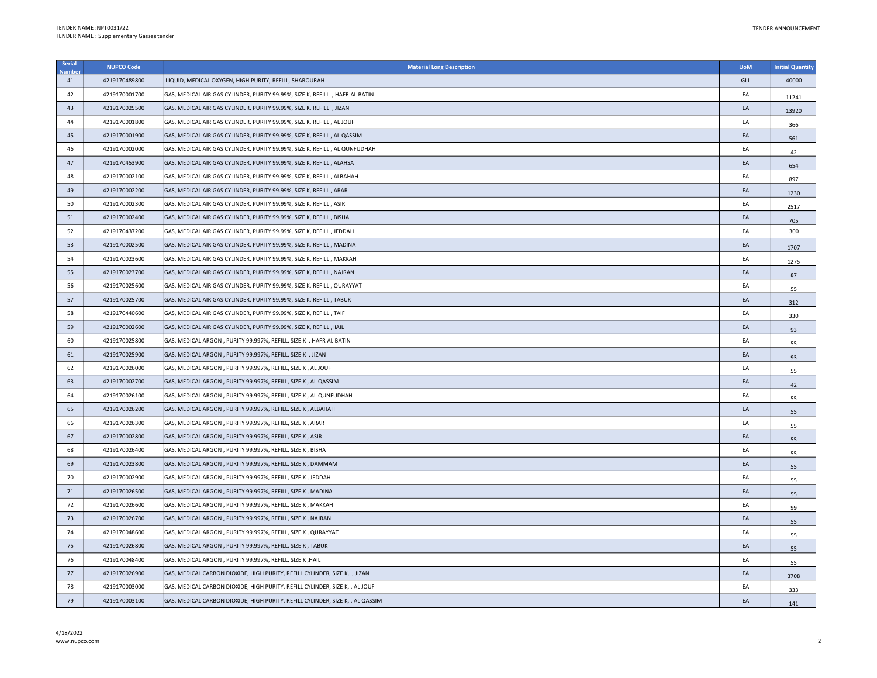| Serial Number | NUPCO Code | Material Long Description | UoM | Initial Quantity |
|---|---|---|---|---|
| 41 | 4219170489800 | LIQUID, MEDICAL OXYGEN, HIGH PURITY, REFILL, SHAROURAH | GLL | 40000 |
| 42 | 4219170001700 | GAS, MEDICAL AIR GAS CYLINDER, PURITY 99.99%, SIZE K, REFILL , HAFR AL BATIN | EA | 11241 |
| 43 | 4219170025500 | GAS, MEDICAL AIR GAS CYLINDER, PURITY 99.99%, SIZE K, REFILL , JIZAN | EA | 13920 |
| 44 | 4219170001800 | GAS, MEDICAL AIR GAS CYLINDER, PURITY 99.99%, SIZE K, REFILL , AL JOUF | EA | 366 |
| 45 | 4219170001900 | GAS, MEDICAL AIR GAS CYLINDER, PURITY 99.99%, SIZE K, REFILL , AL QASSIM | EA | 561 |
| 46 | 4219170002000 | GAS, MEDICAL AIR GAS CYLINDER, PURITY 99.99%, SIZE K, REFILL , AL QUNFUDHAH | EA | 42 |
| 47 | 4219170453900 | GAS, MEDICAL AIR GAS CYLINDER, PURITY 99.99%, SIZE K, REFILL , ALAHSA | EA | 654 |
| 48 | 4219170002100 | GAS, MEDICAL AIR GAS CYLINDER, PURITY 99.99%, SIZE K, REFILL , ALBAHAH | EA | 897 |
| 49 | 4219170002200 | GAS, MEDICAL AIR GAS CYLINDER, PURITY 99.99%, SIZE K, REFILL , ARAR | EA | 1230 |
| 50 | 4219170002300 | GAS, MEDICAL AIR GAS CYLINDER, PURITY 99.99%, SIZE K, REFILL , ASIR | EA | 2517 |
| 51 | 4219170002400 | GAS, MEDICAL AIR GAS CYLINDER, PURITY 99.99%, SIZE K, REFILL , BISHA | EA | 705 |
| 52 | 4219170437200 | GAS, MEDICAL AIR GAS CYLINDER, PURITY 99.99%, SIZE K, REFILL , JEDDAH | EA | 300 |
| 53 | 4219170002500 | GAS, MEDICAL AIR GAS CYLINDER, PURITY 99.99%, SIZE K, REFILL , MADINA | EA | 1707 |
| 54 | 4219170023600 | GAS, MEDICAL AIR GAS CYLINDER, PURITY 99.99%, SIZE K, REFILL , MAKKAH | EA | 1275 |
| 55 | 4219170023700 | GAS, MEDICAL AIR GAS CYLINDER, PURITY 99.99%, SIZE K, REFILL , NAJRAN | EA | 87 |
| 56 | 4219170025600 | GAS, MEDICAL AIR GAS CYLINDER, PURITY 99.99%, SIZE K, REFILL , QURAYYAT | EA | 55 |
| 57 | 4219170025700 | GAS, MEDICAL AIR GAS CYLINDER, PURITY 99.99%, SIZE K, REFILL , TABUK | EA | 312 |
| 58 | 4219170440600 | GAS, MEDICAL AIR GAS CYLINDER, PURITY 99.99%, SIZE K, REFILL , TAIF | EA | 330 |
| 59 | 4219170002600 | GAS, MEDICAL AIR GAS CYLINDER, PURITY 99.99%, SIZE K, REFILL ,HAIL | EA | 93 |
| 60 | 4219170025800 | GAS, MEDICAL ARGON , PURITY 99.997%, REFILL, SIZE K , HAFR AL BATIN | EA | 55 |
| 61 | 4219170025900 | GAS, MEDICAL ARGON , PURITY 99.997%, REFILL, SIZE K , JIZAN | EA | 93 |
| 62 | 4219170026000 | GAS, MEDICAL ARGON , PURITY 99.997%, REFILL, SIZE K , AL JOUF | EA | 55 |
| 63 | 4219170002700 | GAS, MEDICAL ARGON , PURITY 99.997%, REFILL, SIZE K , AL QASSIM | EA | 42 |
| 64 | 4219170026100 | GAS, MEDICAL ARGON , PURITY 99.997%, REFILL, SIZE K , AL QUNFUDHAH | EA | 55 |
| 65 | 4219170026200 | GAS, MEDICAL ARGON , PURITY 99.997%, REFILL, SIZE K , ALBAHAH | EA | 55 |
| 66 | 4219170026300 | GAS, MEDICAL ARGON , PURITY 99.997%, REFILL, SIZE K , ARAR | EA | 55 |
| 67 | 4219170002800 | GAS, MEDICAL ARGON , PURITY 99.997%, REFILL, SIZE K , ASIR | EA | 55 |
| 68 | 4219170026400 | GAS, MEDICAL ARGON , PURITY 99.997%, REFILL, SIZE K , BISHA | EA | 55 |
| 69 | 4219170023800 | GAS, MEDICAL ARGON , PURITY 99.997%, REFILL, SIZE K , DAMMAM | EA | 55 |
| 70 | 4219170002900 | GAS, MEDICAL ARGON , PURITY 99.997%, REFILL, SIZE K , JEDDAH | EA | 55 |
| 71 | 4219170026500 | GAS, MEDICAL ARGON , PURITY 99.997%, REFILL, SIZE K , MADINA | EA | 55 |
| 72 | 4219170026600 | GAS, MEDICAL ARGON , PURITY 99.997%, REFILL, SIZE K , MAKKAH | EA | 99 |
| 73 | 4219170026700 | GAS, MEDICAL ARGON , PURITY 99.997%, REFILL, SIZE K , NAJRAN | EA | 55 |
| 74 | 4219170048600 | GAS, MEDICAL ARGON , PURITY 99.997%, REFILL, SIZE K , QURAYYAT | EA | 55 |
| 75 | 4219170026800 | GAS, MEDICAL ARGON , PURITY 99.997%, REFILL, SIZE K , TABUK | EA | 55 |
| 76 | 4219170048400 | GAS, MEDICAL ARGON , PURITY 99.997%, REFILL, SIZE K ,HAIL | EA | 55 |
| 77 | 4219170026900 | GAS, MEDICAL CARBON DIOXIDE, HIGH PURITY, REFILL CYLINDER, SIZE K, , JIZAN | EA | 3708 |
| 78 | 4219170003000 | GAS, MEDICAL CARBON DIOXIDE, HIGH PURITY, REFILL CYLINDER, SIZE K, , AL JOUF | EA | 333 |
| 79 | 4219170003100 | GAS, MEDICAL CARBON DIOXIDE, HIGH PURITY, REFILL CYLINDER, SIZE K, , AL QASSIM | EA | 141 |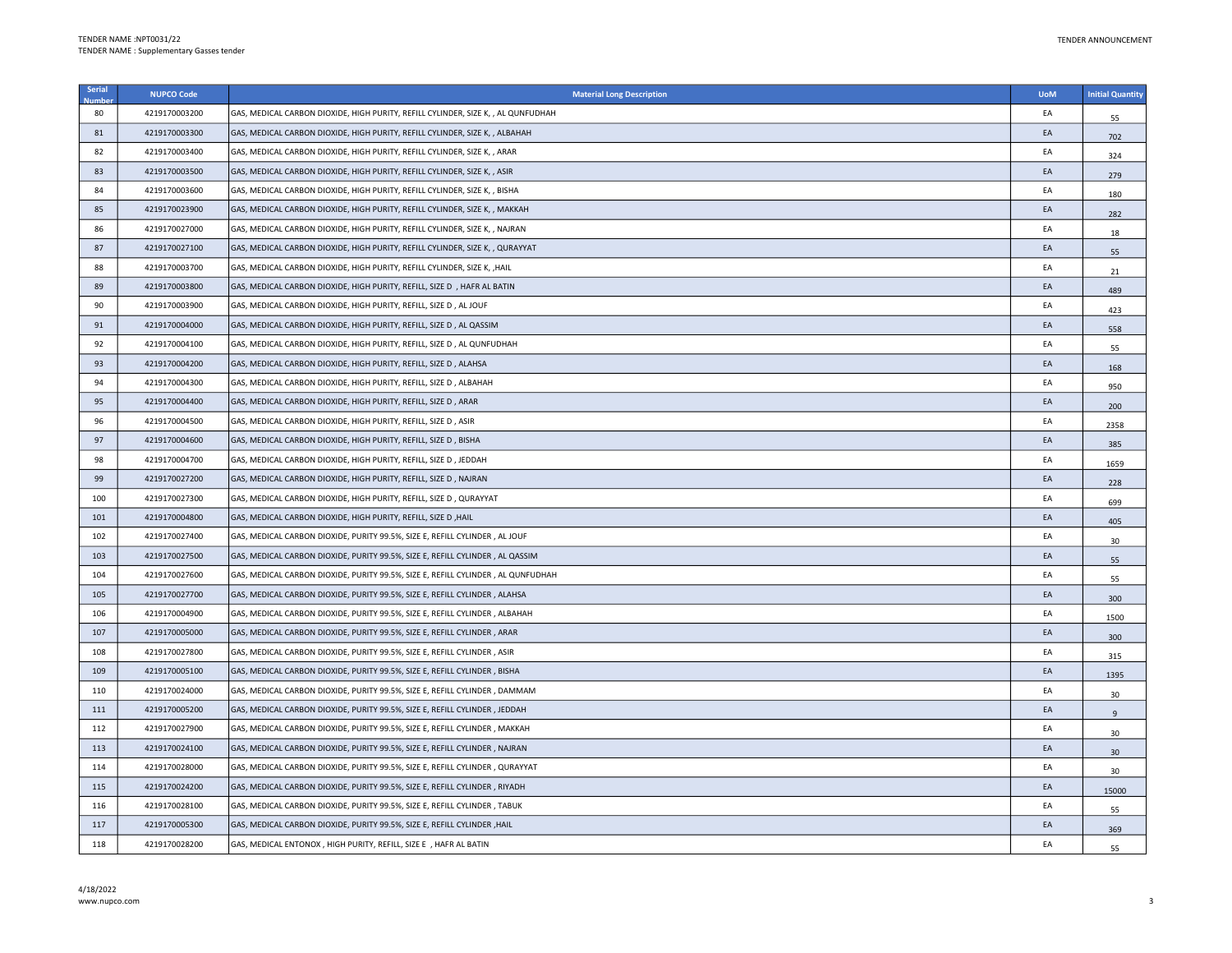| Serial Number | NUPCO Code | Material Long Description | UoM | Initial Quantity |
|---|---|---|---|---|
| 80 | 4219170003200 | GAS, MEDICAL CARBON DIOXIDE, HIGH PURITY, REFILL CYLINDER, SIZE K, , AL QUNFUDHAH | EA | 55 |
| 81 | 4219170003300 | GAS, MEDICAL CARBON DIOXIDE, HIGH PURITY, REFILL CYLINDER, SIZE K, , ALBAHAH | EA | 702 |
| 82 | 4219170003400 | GAS, MEDICAL CARBON DIOXIDE, HIGH PURITY, REFILL CYLINDER, SIZE K, , ARAR | EA | 324 |
| 83 | 4219170003500 | GAS, MEDICAL CARBON DIOXIDE, HIGH PURITY, REFILL CYLINDER, SIZE K, , ASIR | EA | 279 |
| 84 | 4219170003600 | GAS, MEDICAL CARBON DIOXIDE, HIGH PURITY, REFILL CYLINDER, SIZE K, , BISHA | EA | 180 |
| 85 | 4219170023900 | GAS, MEDICAL CARBON DIOXIDE, HIGH PURITY, REFILL CYLINDER, SIZE K, , MAKKAH | EA | 282 |
| 86 | 4219170027000 | GAS, MEDICAL CARBON DIOXIDE, HIGH PURITY, REFILL CYLINDER, SIZE K, , NAJRAN | EA | 18 |
| 87 | 4219170027100 | GAS, MEDICAL CARBON DIOXIDE, HIGH PURITY, REFILL CYLINDER, SIZE K, , QURAYYAT | EA | 55 |
| 88 | 4219170003700 | GAS, MEDICAL CARBON DIOXIDE, HIGH PURITY, REFILL CYLINDER, SIZE K, ,HAIL | EA | 21 |
| 89 | 4219170003800 | GAS, MEDICAL CARBON DIOXIDE, HIGH PURITY, REFILL, SIZE D , HAFR AL BATIN | EA | 489 |
| 90 | 4219170003900 | GAS, MEDICAL CARBON DIOXIDE, HIGH PURITY, REFILL, SIZE D , AL JOUF | EA | 423 |
| 91 | 4219170004000 | GAS, MEDICAL CARBON DIOXIDE, HIGH PURITY, REFILL, SIZE D , AL QASSIM | EA | 558 |
| 92 | 4219170004100 | GAS, MEDICAL CARBON DIOXIDE, HIGH PURITY, REFILL, SIZE D , AL QUNFUDHAH | EA | 55 |
| 93 | 4219170004200 | GAS, MEDICAL CARBON DIOXIDE, HIGH PURITY, REFILL, SIZE D , ALAHSA | EA | 168 |
| 94 | 4219170004300 | GAS, MEDICAL CARBON DIOXIDE, HIGH PURITY, REFILL, SIZE D , ALBAHAH | EA | 950 |
| 95 | 4219170004400 | GAS, MEDICAL CARBON DIOXIDE, HIGH PURITY, REFILL, SIZE D , ARAR | EA | 200 |
| 96 | 4219170004500 | GAS, MEDICAL CARBON DIOXIDE, HIGH PURITY, REFILL, SIZE D , ASIR | EA | 2358 |
| 97 | 4219170004600 | GAS, MEDICAL CARBON DIOXIDE, HIGH PURITY, REFILL, SIZE D , BISHA | EA | 385 |
| 98 | 4219170004700 | GAS, MEDICAL CARBON DIOXIDE, HIGH PURITY, REFILL, SIZE D , JEDDAH | EA | 1659 |
| 99 | 4219170027200 | GAS, MEDICAL CARBON DIOXIDE, HIGH PURITY, REFILL, SIZE D , NAJRAN | EA | 228 |
| 100 | 4219170027300 | GAS, MEDICAL CARBON DIOXIDE, HIGH PURITY, REFILL, SIZE D , QURAYYAT | EA | 699 |
| 101 | 4219170004800 | GAS, MEDICAL CARBON DIOXIDE, HIGH PURITY, REFILL, SIZE D ,HAIL | EA | 405 |
| 102 | 4219170027400 | GAS, MEDICAL CARBON DIOXIDE, PURITY 99.5%, SIZE E, REFILL CYLINDER , AL JOUF | EA | 30 |
| 103 | 4219170027500 | GAS, MEDICAL CARBON DIOXIDE, PURITY 99.5%, SIZE E, REFILL CYLINDER , AL QASSIM | EA | 55 |
| 104 | 4219170027600 | GAS, MEDICAL CARBON DIOXIDE, PURITY 99.5%, SIZE E, REFILL CYLINDER , AL QUNFUDHAH | EA | 55 |
| 105 | 4219170027700 | GAS, MEDICAL CARBON DIOXIDE, PURITY 99.5%, SIZE E, REFILL CYLINDER , ALAHSA | EA | 300 |
| 106 | 4219170004900 | GAS, MEDICAL CARBON DIOXIDE, PURITY 99.5%, SIZE E, REFILL CYLINDER , ALBAHAH | EA | 1500 |
| 107 | 4219170005000 | GAS, MEDICAL CARBON DIOXIDE, PURITY 99.5%, SIZE E, REFILL CYLINDER , ARAR | EA | 300 |
| 108 | 4219170027800 | GAS, MEDICAL CARBON DIOXIDE, PURITY 99.5%, SIZE E, REFILL CYLINDER , ASIR | EA | 315 |
| 109 | 4219170005100 | GAS, MEDICAL CARBON DIOXIDE, PURITY 99.5%, SIZE E, REFILL CYLINDER , BISHA | EA | 1395 |
| 110 | 4219170024000 | GAS, MEDICAL CARBON DIOXIDE, PURITY 99.5%, SIZE E, REFILL CYLINDER , DAMMAM | EA | 30 |
| 111 | 4219170005200 | GAS, MEDICAL CARBON DIOXIDE, PURITY 99.5%, SIZE E, REFILL CYLINDER , JEDDAH | EA | 9 |
| 112 | 4219170027900 | GAS, MEDICAL CARBON DIOXIDE, PURITY 99.5%, SIZE E, REFILL CYLINDER , MAKKAH | EA | 30 |
| 113 | 4219170024100 | GAS, MEDICAL CARBON DIOXIDE, PURITY 99.5%, SIZE E, REFILL CYLINDER , NAJRAN | EA | 30 |
| 114 | 4219170028000 | GAS, MEDICAL CARBON DIOXIDE, PURITY 99.5%, SIZE E, REFILL CYLINDER , QURAYYAT | EA | 30 |
| 115 | 4219170024200 | GAS, MEDICAL CARBON DIOXIDE, PURITY 99.5%, SIZE E, REFILL CYLINDER , RIYADH | EA | 15000 |
| 116 | 4219170028100 | GAS, MEDICAL CARBON DIOXIDE, PURITY 99.5%, SIZE E, REFILL CYLINDER , TABUK | EA | 55 |
| 117 | 4219170005300 | GAS, MEDICAL CARBON DIOXIDE, PURITY 99.5%, SIZE E, REFILL CYLINDER ,HAIL | EA | 369 |
| 118 | 4219170028200 | GAS, MEDICAL ENTONOX , HIGH PURITY, REFILL, SIZE E , HAFR AL BATIN | EA | 55 |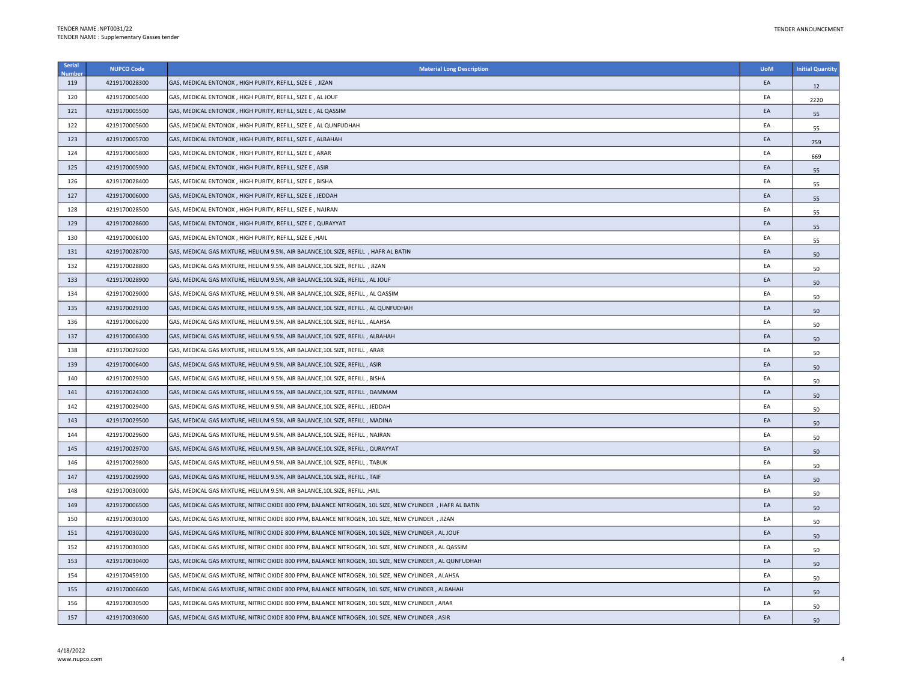| Serial Number | NUPCO Code | Material Long Description | UoM | Initial Quantity |
|---|---|---|---|---|
| 119 | 4219170028300 | GAS, MEDICAL ENTONOX , HIGH PURITY, REFILL, SIZE E , JIZAN | EA | 12 |
| 120 | 4219170005400 | GAS, MEDICAL ENTONOX , HIGH PURITY, REFILL, SIZE E , AL JOUF | EA | 2220 |
| 121 | 4219170005500 | GAS, MEDICAL ENTONOX , HIGH PURITY, REFILL, SIZE E , AL QASSIM | EA | 55 |
| 122 | 4219170005600 | GAS, MEDICAL ENTONOX , HIGH PURITY, REFILL, SIZE E , AL QUNFUDHAH | EA | 55 |
| 123 | 4219170005700 | GAS, MEDICAL ENTONOX , HIGH PURITY, REFILL, SIZE E , ALBAHAH | EA | 759 |
| 124 | 4219170005800 | GAS, MEDICAL ENTONOX , HIGH PURITY, REFILL, SIZE E , ARAR | EA | 669 |
| 125 | 4219170005900 | GAS, MEDICAL ENTONOX , HIGH PURITY, REFILL, SIZE E , ASIR | EA | 55 |
| 126 | 4219170028400 | GAS, MEDICAL ENTONOX , HIGH PURITY, REFILL, SIZE E , BISHA | EA | 55 |
| 127 | 4219170006000 | GAS, MEDICAL ENTONOX , HIGH PURITY, REFILL, SIZE E , JEDDAH | EA | 55 |
| 128 | 4219170028500 | GAS, MEDICAL ENTONOX , HIGH PURITY, REFILL, SIZE E , NAJRAN | EA | 55 |
| 129 | 4219170028600 | GAS, MEDICAL ENTONOX , HIGH PURITY, REFILL, SIZE E , QURAYYAT | EA | 55 |
| 130 | 4219170006100 | GAS, MEDICAL ENTONOX , HIGH PURITY, REFILL, SIZE E ,HAIL | EA | 55 |
| 131 | 4219170028700 | GAS, MEDICAL GAS MIXTURE, HELIUM 9.5%, AIR BALANCE,10L SIZE, REFILL , HAFR AL BATIN | EA | 50 |
| 132 | 4219170028800 | GAS, MEDICAL GAS MIXTURE, HELIUM 9.5%, AIR BALANCE,10L SIZE, REFILL , JIZAN | EA | 50 |
| 133 | 4219170028900 | GAS, MEDICAL GAS MIXTURE, HELIUM 9.5%, AIR BALANCE,10L SIZE, REFILL , AL JOUF | EA | 50 |
| 134 | 4219170029000 | GAS, MEDICAL GAS MIXTURE, HELIUM 9.5%, AIR BALANCE,10L SIZE, REFILL , AL QASSIM | EA | 50 |
| 135 | 4219170029100 | GAS, MEDICAL GAS MIXTURE, HELIUM 9.5%, AIR BALANCE,10L SIZE, REFILL , AL QUNFUDHAH | EA | 50 |
| 136 | 4219170006200 | GAS, MEDICAL GAS MIXTURE, HELIUM 9.5%, AIR BALANCE,10L SIZE, REFILL , ALAHSA | EA | 50 |
| 137 | 4219170006300 | GAS, MEDICAL GAS MIXTURE, HELIUM 9.5%, AIR BALANCE,10L SIZE, REFILL , ALBAHAH | EA | 50 |
| 138 | 4219170029200 | GAS, MEDICAL GAS MIXTURE, HELIUM 9.5%, AIR BALANCE,10L SIZE, REFILL , ARAR | EA | 50 |
| 139 | 4219170006400 | GAS, MEDICAL GAS MIXTURE, HELIUM 9.5%, AIR BALANCE,10L SIZE, REFILL , ASIR | EA | 50 |
| 140 | 4219170029300 | GAS, MEDICAL GAS MIXTURE, HELIUM 9.5%, AIR BALANCE,10L SIZE, REFILL , BISHA | EA | 50 |
| 141 | 4219170024300 | GAS, MEDICAL GAS MIXTURE, HELIUM 9.5%, AIR BALANCE,10L SIZE, REFILL , DAMMAM | EA | 50 |
| 142 | 4219170029400 | GAS, MEDICAL GAS MIXTURE, HELIUM 9.5%, AIR BALANCE,10L SIZE, REFILL , JEDDAH | EA | 50 |
| 143 | 4219170029500 | GAS, MEDICAL GAS MIXTURE, HELIUM 9.5%, AIR BALANCE,10L SIZE, REFILL , MADINA | EA | 50 |
| 144 | 4219170029600 | GAS, MEDICAL GAS MIXTURE, HELIUM 9.5%, AIR BALANCE,10L SIZE, REFILL , NAJRAN | EA | 50 |
| 145 | 4219170029700 | GAS, MEDICAL GAS MIXTURE, HELIUM 9.5%, AIR BALANCE,10L SIZE, REFILL , QURAYYAT | EA | 50 |
| 146 | 4219170029800 | GAS, MEDICAL GAS MIXTURE, HELIUM 9.5%, AIR BALANCE,10L SIZE, REFILL , TABUK | EA | 50 |
| 147 | 4219170029900 | GAS, MEDICAL GAS MIXTURE, HELIUM 9.5%, AIR BALANCE,10L SIZE, REFILL , TAIF | EA | 50 |
| 148 | 4219170030000 | GAS, MEDICAL GAS MIXTURE, HELIUM 9.5%, AIR BALANCE,10L SIZE, REFILL ,HAIL | EA | 50 |
| 149 | 4219170006500 | GAS, MEDICAL GAS MIXTURE, NITRIC OXIDE 800 PPM, BALANCE NITROGEN, 10L SIZE, NEW CYLINDER , HAFR AL BATIN | EA | 50 |
| 150 | 4219170030100 | GAS, MEDICAL GAS MIXTURE, NITRIC OXIDE 800 PPM, BALANCE NITROGEN, 10L SIZE, NEW CYLINDER , JIZAN | EA | 50 |
| 151 | 4219170030200 | GAS, MEDICAL GAS MIXTURE, NITRIC OXIDE 800 PPM, BALANCE NITROGEN, 10L SIZE, NEW CYLINDER , AL JOUF | EA | 50 |
| 152 | 4219170030300 | GAS, MEDICAL GAS MIXTURE, NITRIC OXIDE 800 PPM, BALANCE NITROGEN, 10L SIZE, NEW CYLINDER , AL QASSIM | EA | 50 |
| 153 | 4219170030400 | GAS, MEDICAL GAS MIXTURE, NITRIC OXIDE 800 PPM, BALANCE NITROGEN, 10L SIZE, NEW CYLINDER , AL QUNFUDHAH | EA | 50 |
| 154 | 4219170459100 | GAS, MEDICAL GAS MIXTURE, NITRIC OXIDE 800 PPM, BALANCE NITROGEN, 10L SIZE, NEW CYLINDER , ALAHSA | EA | 50 |
| 155 | 4219170006600 | GAS, MEDICAL GAS MIXTURE, NITRIC OXIDE 800 PPM, BALANCE NITROGEN, 10L SIZE, NEW CYLINDER , ALBAHAH | EA | 50 |
| 156 | 4219170030500 | GAS, MEDICAL GAS MIXTURE, NITRIC OXIDE 800 PPM, BALANCE NITROGEN, 10L SIZE, NEW CYLINDER , ARAR | EA | 50 |
| 157 | 4219170030600 | GAS, MEDICAL GAS MIXTURE, NITRIC OXIDE 800 PPM, BALANCE NITROGEN, 10L SIZE, NEW CYLINDER , ASIR | EA | 50 |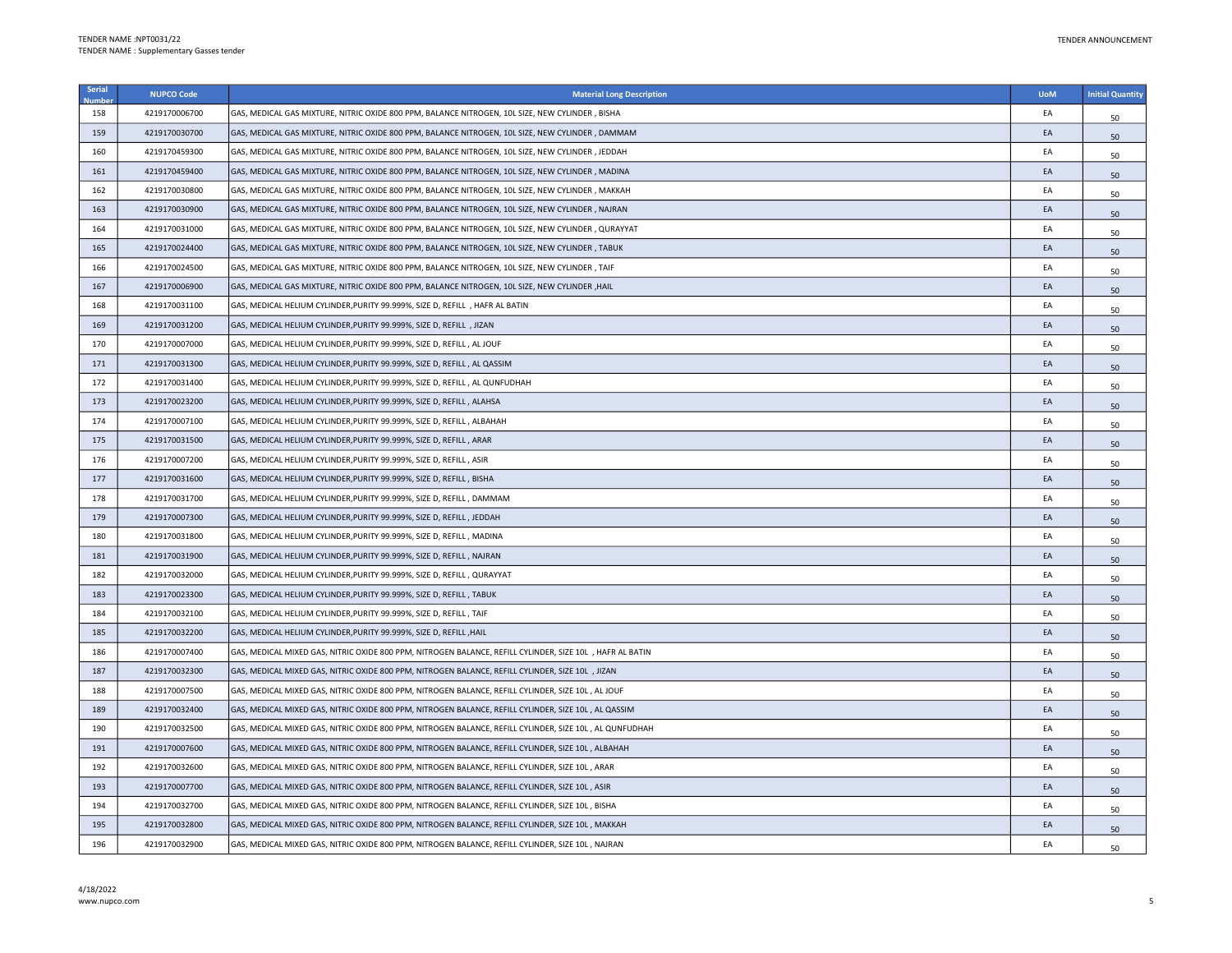| Serial Number | NUPCO Code | Material Long Description | UoM | Initial Quantity |
|---|---|---|---|---|
| 158 | 4219170006700 | GAS, MEDICAL GAS MIXTURE, NITRIC OXIDE 800 PPM, BALANCE NITROGEN, 10L SIZE, NEW CYLINDER , BISHA | EA | 50 |
| 159 | 4219170030700 | GAS, MEDICAL GAS MIXTURE, NITRIC OXIDE 800 PPM, BALANCE NITROGEN, 10L SIZE, NEW CYLINDER , DAMMAM | EA | 50 |
| 160 | 4219170459300 | GAS, MEDICAL GAS MIXTURE, NITRIC OXIDE 800 PPM, BALANCE NITROGEN, 10L SIZE, NEW CYLINDER , JEDDAH | EA | 50 |
| 161 | 4219170459400 | GAS, MEDICAL GAS MIXTURE, NITRIC OXIDE 800 PPM, BALANCE NITROGEN, 10L SIZE, NEW CYLINDER , MADINA | EA | 50 |
| 162 | 4219170030800 | GAS, MEDICAL GAS MIXTURE, NITRIC OXIDE 800 PPM, BALANCE NITROGEN, 10L SIZE, NEW CYLINDER , MAKKAH | EA | 50 |
| 163 | 4219170030900 | GAS, MEDICAL GAS MIXTURE, NITRIC OXIDE 800 PPM, BALANCE NITROGEN, 10L SIZE, NEW CYLINDER , NAJRAN | EA | 50 |
| 164 | 4219170031000 | GAS, MEDICAL GAS MIXTURE, NITRIC OXIDE 800 PPM, BALANCE NITROGEN, 10L SIZE, NEW CYLINDER , QURAYYAT | EA | 50 |
| 165 | 4219170024400 | GAS, MEDICAL GAS MIXTURE, NITRIC OXIDE 800 PPM, BALANCE NITROGEN, 10L SIZE, NEW CYLINDER , TABUK | EA | 50 |
| 166 | 4219170024500 | GAS, MEDICAL GAS MIXTURE, NITRIC OXIDE 800 PPM, BALANCE NITROGEN, 10L SIZE, NEW CYLINDER , TAIF | EA | 50 |
| 167 | 4219170006900 | GAS, MEDICAL GAS MIXTURE, NITRIC OXIDE 800 PPM, BALANCE NITROGEN, 10L SIZE, NEW CYLINDER ,HAIL | EA | 50 |
| 168 | 4219170031100 | GAS, MEDICAL HELIUM CYLINDER,PURITY 99.999%, SIZE D, REFILL , HAFR AL BATIN | EA | 50 |
| 169 | 4219170031200 | GAS, MEDICAL HELIUM CYLINDER,PURITY 99.999%, SIZE D, REFILL , JIZAN | EA | 50 |
| 170 | 4219170007000 | GAS, MEDICAL HELIUM CYLINDER,PURITY 99.999%, SIZE D, REFILL , AL JOUF | EA | 50 |
| 171 | 4219170031300 | GAS, MEDICAL HELIUM CYLINDER,PURITY 99.999%, SIZE D, REFILL , AL QASSIM | EA | 50 |
| 172 | 4219170031400 | GAS, MEDICAL HELIUM CYLINDER,PURITY 99.999%, SIZE D, REFILL , AL QUNFUDHAH | EA | 50 |
| 173 | 4219170023200 | GAS, MEDICAL HELIUM CYLINDER,PURITY 99.999%, SIZE D, REFILL , ALAHSA | EA | 50 |
| 174 | 4219170007100 | GAS, MEDICAL HELIUM CYLINDER,PURITY 99.999%, SIZE D, REFILL , ALBAHAH | EA | 50 |
| 175 | 4219170031500 | GAS, MEDICAL HELIUM CYLINDER,PURITY 99.999%, SIZE D, REFILL , ARAR | EA | 50 |
| 176 | 4219170007200 | GAS, MEDICAL HELIUM CYLINDER,PURITY 99.999%, SIZE D, REFILL , ASIR | EA | 50 |
| 177 | 4219170031600 | GAS, MEDICAL HELIUM CYLINDER,PURITY 99.999%, SIZE D, REFILL , BISHA | EA | 50 |
| 178 | 4219170031700 | GAS, MEDICAL HELIUM CYLINDER,PURITY 99.999%, SIZE D, REFILL , DAMMAM | EA | 50 |
| 179 | 4219170007300 | GAS, MEDICAL HELIUM CYLINDER,PURITY 99.999%, SIZE D, REFILL , JEDDAH | EA | 50 |
| 180 | 4219170031800 | GAS, MEDICAL HELIUM CYLINDER,PURITY 99.999%, SIZE D, REFILL , MADINA | EA | 50 |
| 181 | 4219170031900 | GAS, MEDICAL HELIUM CYLINDER,PURITY 99.999%, SIZE D, REFILL , NAJRAN | EA | 50 |
| 182 | 4219170032000 | GAS, MEDICAL HELIUM CYLINDER,PURITY 99.999%, SIZE D, REFILL , QURAYYAT | EA | 50 |
| 183 | 4219170023300 | GAS, MEDICAL HELIUM CYLINDER,PURITY 99.999%, SIZE D, REFILL , TABUK | EA | 50 |
| 184 | 4219170032100 | GAS, MEDICAL HELIUM CYLINDER,PURITY 99.999%, SIZE D, REFILL , TAIF | EA | 50 |
| 185 | 4219170032200 | GAS, MEDICAL HELIUM CYLINDER,PURITY 99.999%, SIZE D, REFILL ,HAIL | EA | 50 |
| 186 | 4219170007400 | GAS, MEDICAL MIXED GAS, NITRIC OXIDE 800 PPM, NITROGEN BALANCE, REFILL CYLINDER, SIZE 10L , HAFR AL BATIN | EA | 50 |
| 187 | 4219170032300 | GAS, MEDICAL MIXED GAS, NITRIC OXIDE 800 PPM, NITROGEN BALANCE, REFILL CYLINDER, SIZE 10L , JIZAN | EA | 50 |
| 188 | 4219170007500 | GAS, MEDICAL MIXED GAS, NITRIC OXIDE 800 PPM, NITROGEN BALANCE, REFILL CYLINDER, SIZE 10L , AL JOUF | EA | 50 |
| 189 | 4219170032400 | GAS, MEDICAL MIXED GAS, NITRIC OXIDE 800 PPM, NITROGEN BALANCE, REFILL CYLINDER, SIZE 10L , AL QASSIM | EA | 50 |
| 190 | 4219170032500 | GAS, MEDICAL MIXED GAS, NITRIC OXIDE 800 PPM, NITROGEN BALANCE, REFILL CYLINDER, SIZE 10L , AL QUNFUDHAH | EA | 50 |
| 191 | 4219170007600 | GAS, MEDICAL MIXED GAS, NITRIC OXIDE 800 PPM, NITROGEN BALANCE, REFILL CYLINDER, SIZE 10L , ALBAHAH | EA | 50 |
| 192 | 4219170032600 | GAS, MEDICAL MIXED GAS, NITRIC OXIDE 800 PPM, NITROGEN BALANCE, REFILL CYLINDER, SIZE 10L , ARAR | EA | 50 |
| 193 | 4219170007700 | GAS, MEDICAL MIXED GAS, NITRIC OXIDE 800 PPM, NITROGEN BALANCE, REFILL CYLINDER, SIZE 10L , ASIR | EA | 50 |
| 194 | 4219170032700 | GAS, MEDICAL MIXED GAS, NITRIC OXIDE 800 PPM, NITROGEN BALANCE, REFILL CYLINDER, SIZE 10L , BISHA | EA | 50 |
| 195 | 4219170032800 | GAS, MEDICAL MIXED GAS, NITRIC OXIDE 800 PPM, NITROGEN BALANCE, REFILL CYLINDER, SIZE 10L , MAKKAH | EA | 50 |
| 196 | 4219170032900 | GAS, MEDICAL MIXED GAS, NITRIC OXIDE 800 PPM, NITROGEN BALANCE, REFILL CYLINDER, SIZE 10L , NAJRAN | EA | 50 |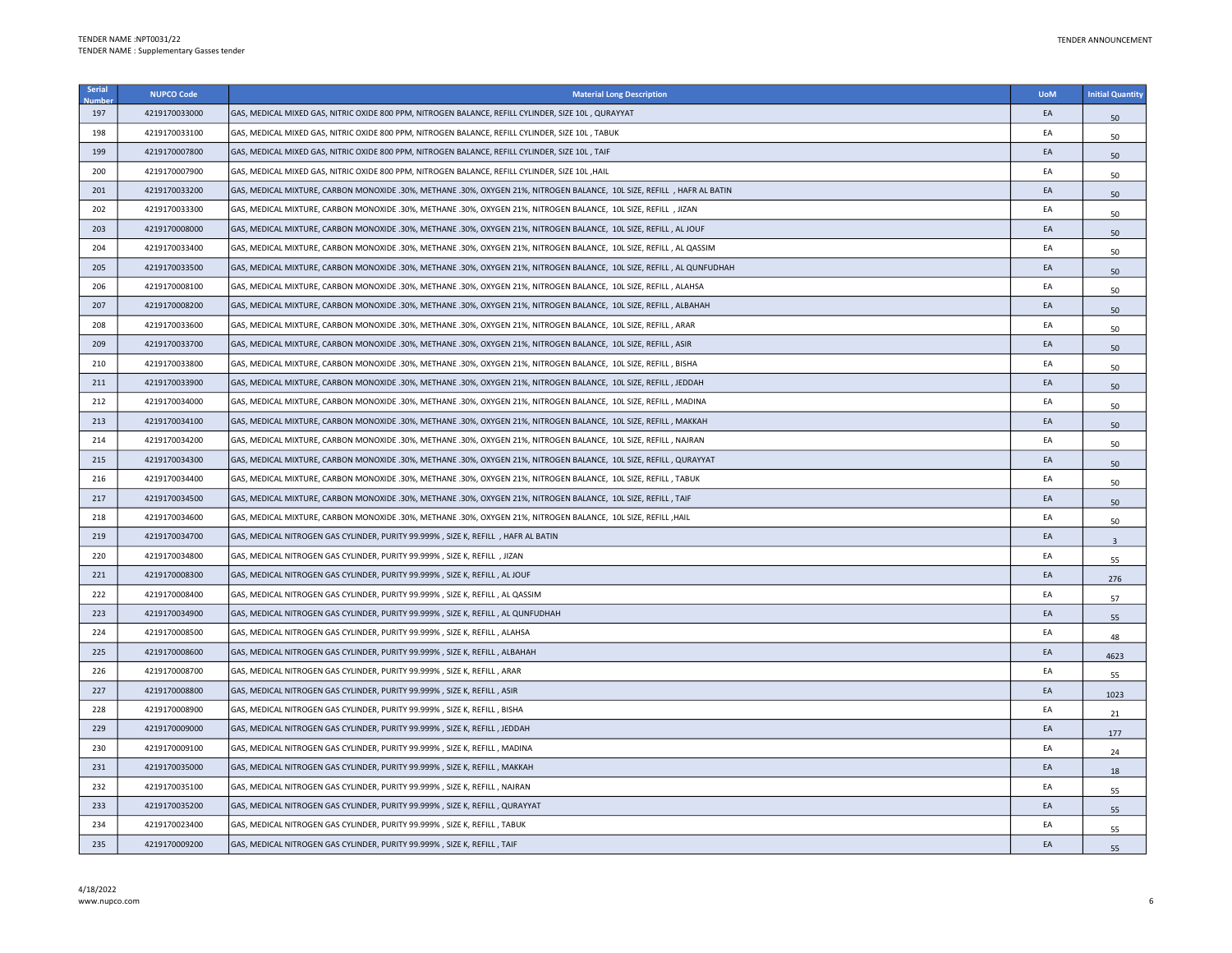| Serial Number | NUPCO Code | Material Long Description | UoM | Initial Quantity |
|---|---|---|---|---|
| 197 | 4219170033000 | GAS, MEDICAL MIXED GAS, NITRIC OXIDE 800 PPM, NITROGEN BALANCE, REFILL CYLINDER, SIZE 10L , QURAYYAT | EA | 50 |
| 198 | 4219170033100 | GAS, MEDICAL MIXED GAS, NITRIC OXIDE 800 PPM, NITROGEN BALANCE, REFILL CYLINDER, SIZE 10L , TABUK | EA | 50 |
| 199 | 4219170007800 | GAS, MEDICAL MIXED GAS, NITRIC OXIDE 800 PPM, NITROGEN BALANCE, REFILL CYLINDER, SIZE 10L , TAIF | EA | 50 |
| 200 | 4219170007900 | GAS, MEDICAL MIXED GAS, NITRIC OXIDE 800 PPM, NITROGEN BALANCE, REFILL CYLINDER, SIZE 10L ,HAIL | EA | 50 |
| 201 | 4219170033200 | GAS, MEDICAL MIXTURE, CARBON MONOXIDE .30%, METHANE .30%, OXYGEN 21%, NITROGEN BALANCE, 10L SIZE, REFILL , HAFR AL BATIN | EA | 50 |
| 202 | 4219170033300 | GAS, MEDICAL MIXTURE, CARBON MONOXIDE .30%, METHANE .30%, OXYGEN 21%, NITROGEN BALANCE, 10L SIZE, REFILL , JIZAN | EA | 50 |
| 203 | 4219170008000 | GAS, MEDICAL MIXTURE, CARBON MONOXIDE .30%, METHANE .30%, OXYGEN 21%, NITROGEN BALANCE, 10L SIZE, REFILL , AL JOUF | EA | 50 |
| 204 | 4219170033400 | GAS, MEDICAL MIXTURE, CARBON MONOXIDE .30%, METHANE .30%, OXYGEN 21%, NITROGEN BALANCE, 10L SIZE, REFILL , AL QASSIM | EA | 50 |
| 205 | 4219170033500 | GAS, MEDICAL MIXTURE, CARBON MONOXIDE .30%, METHANE .30%, OXYGEN 21%, NITROGEN BALANCE, 10L SIZE, REFILL , AL QUNFUDHAH | EA | 50 |
| 206 | 4219170008100 | GAS, MEDICAL MIXTURE, CARBON MONOXIDE .30%, METHANE .30%, OXYGEN 21%, NITROGEN BALANCE, 10L SIZE, REFILL , ALAHSA | EA | 50 |
| 207 | 4219170008200 | GAS, MEDICAL MIXTURE, CARBON MONOXIDE .30%, METHANE .30%, OXYGEN 21%, NITROGEN BALANCE, 10L SIZE, REFILL , ALBAHAH | EA | 50 |
| 208 | 4219170033600 | GAS, MEDICAL MIXTURE, CARBON MONOXIDE .30%, METHANE .30%, OXYGEN 21%, NITROGEN BALANCE, 10L SIZE, REFILL , ARAR | EA | 50 |
| 209 | 4219170033700 | GAS, MEDICAL MIXTURE, CARBON MONOXIDE .30%, METHANE .30%, OXYGEN 21%, NITROGEN BALANCE, 10L SIZE, REFILL , ASIR | EA | 50 |
| 210 | 4219170033800 | GAS, MEDICAL MIXTURE, CARBON MONOXIDE .30%, METHANE .30%, OXYGEN 21%, NITROGEN BALANCE, 10L SIZE, REFILL , BISHA | EA | 50 |
| 211 | 4219170033900 | GAS, MEDICAL MIXTURE, CARBON MONOXIDE .30%, METHANE .30%, OXYGEN 21%, NITROGEN BALANCE, 10L SIZE, REFILL , JEDDAH | EA | 50 |
| 212 | 4219170034000 | GAS, MEDICAL MIXTURE, CARBON MONOXIDE .30%, METHANE .30%, OXYGEN 21%, NITROGEN BALANCE, 10L SIZE, REFILL , MADINA | EA | 50 |
| 213 | 4219170034100 | GAS, MEDICAL MIXTURE, CARBON MONOXIDE .30%, METHANE .30%, OXYGEN 21%, NITROGEN BALANCE, 10L SIZE, REFILL , MAKKAH | EA | 50 |
| 214 | 4219170034200 | GAS, MEDICAL MIXTURE, CARBON MONOXIDE .30%, METHANE .30%, OXYGEN 21%, NITROGEN BALANCE, 10L SIZE, REFILL , NAJRAN | EA | 50 |
| 215 | 4219170034300 | GAS, MEDICAL MIXTURE, CARBON MONOXIDE .30%, METHANE .30%, OXYGEN 21%, NITROGEN BALANCE, 10L SIZE, REFILL , QURAYYAT | EA | 50 |
| 216 | 4219170034400 | GAS, MEDICAL MIXTURE, CARBON MONOXIDE .30%, METHANE .30%, OXYGEN 21%, NITROGEN BALANCE, 10L SIZE, REFILL , TABUK | EA | 50 |
| 217 | 4219170034500 | GAS, MEDICAL MIXTURE, CARBON MONOXIDE .30%, METHANE .30%, OXYGEN 21%, NITROGEN BALANCE, 10L SIZE, REFILL , TAIF | EA | 50 |
| 218 | 4219170034600 | GAS, MEDICAL MIXTURE, CARBON MONOXIDE .30%, METHANE .30%, OXYGEN 21%, NITROGEN BALANCE, 10L SIZE, REFILL ,HAIL | EA | 50 |
| 219 | 4219170034700 | GAS, MEDICAL NITROGEN GAS CYLINDER, PURITY 99.999% , SIZE K, REFILL , HAFR AL BATIN | EA | 3 |
| 220 | 4219170034800 | GAS, MEDICAL NITROGEN GAS CYLINDER, PURITY 99.999% , SIZE K, REFILL , JIZAN | EA | 55 |
| 221 | 4219170008300 | GAS, MEDICAL NITROGEN GAS CYLINDER, PURITY 99.999% , SIZE K, REFILL , AL JOUF | EA | 276 |
| 222 | 4219170008400 | GAS, MEDICAL NITROGEN GAS CYLINDER, PURITY 99.999% , SIZE K, REFILL , AL QASSIM | EA | 57 |
| 223 | 4219170034900 | GAS, MEDICAL NITROGEN GAS CYLINDER, PURITY 99.999% , SIZE K, REFILL , AL QUNFUDHAH | EA | 55 |
| 224 | 4219170008500 | GAS, MEDICAL NITROGEN GAS CYLINDER, PURITY 99.999% , SIZE K, REFILL , ALAHSA | EA | 48 |
| 225 | 4219170008600 | GAS, MEDICAL NITROGEN GAS CYLINDER, PURITY 99.999% , SIZE K, REFILL , ALBAHAH | EA | 4623 |
| 226 | 4219170008700 | GAS, MEDICAL NITROGEN GAS CYLINDER, PURITY 99.999% , SIZE K, REFILL , ARAR | EA | 55 |
| 227 | 4219170008800 | GAS, MEDICAL NITROGEN GAS CYLINDER, PURITY 99.999% , SIZE K, REFILL , ASIR | EA | 1023 |
| 228 | 4219170008900 | GAS, MEDICAL NITROGEN GAS CYLINDER, PURITY 99.999% , SIZE K, REFILL , BISHA | EA | 21 |
| 229 | 4219170009000 | GAS, MEDICAL NITROGEN GAS CYLINDER, PURITY 99.999% , SIZE K, REFILL , JEDDAH | EA | 177 |
| 230 | 4219170009100 | GAS, MEDICAL NITROGEN GAS CYLINDER, PURITY 99.999% , SIZE K, REFILL , MADINA | EA | 24 |
| 231 | 4219170035000 | GAS, MEDICAL NITROGEN GAS CYLINDER, PURITY 99.999% , SIZE K, REFILL , MAKKAH | EA | 18 |
| 232 | 4219170035100 | GAS, MEDICAL NITROGEN GAS CYLINDER, PURITY 99.999% , SIZE K, REFILL , NAJRAN | EA | 55 |
| 233 | 4219170035200 | GAS, MEDICAL NITROGEN GAS CYLINDER, PURITY 99.999% , SIZE K, REFILL , QURAYYAT | EA | 55 |
| 234 | 4219170023400 | GAS, MEDICAL NITROGEN GAS CYLINDER, PURITY 99.999% , SIZE K, REFILL , TABUK | EA | 55 |
| 235 | 4219170009200 | GAS, MEDICAL NITROGEN GAS CYLINDER, PURITY 99.999% , SIZE K, REFILL , TAIF | EA | 55 |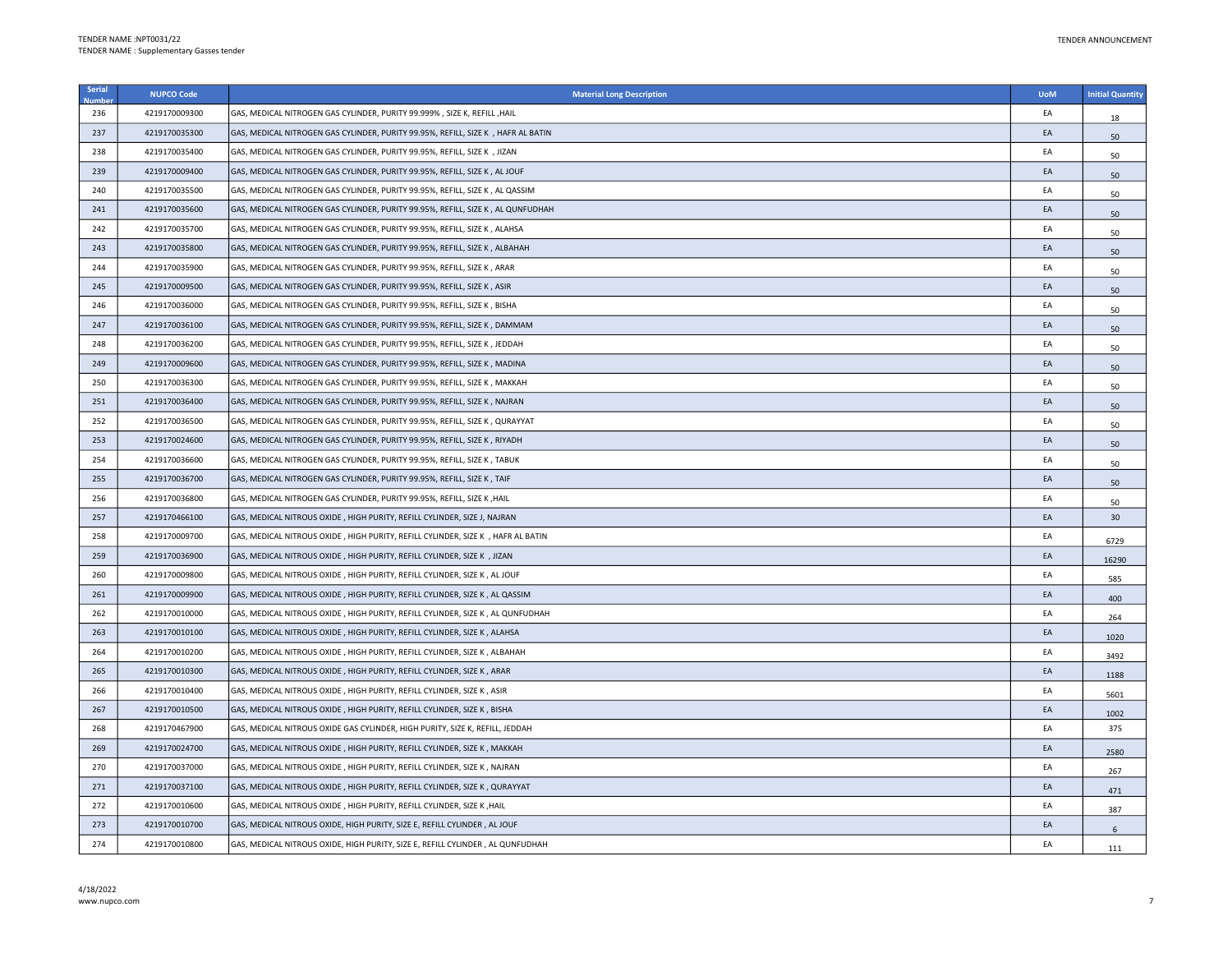| Serial Number | NUPCO Code | Material Long Description | UoM | Initial Quantity |
|---|---|---|---|---|
| 236 | 4219170009300 | GAS, MEDICAL NITROGEN GAS CYLINDER, PURITY 99.999% , SIZE K, REFILL ,HAIL | EA | 18 |
| 237 | 4219170035300 | GAS, MEDICAL NITROGEN GAS CYLINDER, PURITY 99.95%, REFILL, SIZE K , HAFR AL BATIN | EA | 50 |
| 238 | 4219170035400 | GAS, MEDICAL NITROGEN GAS CYLINDER, PURITY 99.95%, REFILL, SIZE K , JIZAN | EA | 50 |
| 239 | 4219170009400 | GAS, MEDICAL NITROGEN GAS CYLINDER, PURITY 99.95%, REFILL, SIZE K , AL JOUF | EA | 50 |
| 240 | 4219170035500 | GAS, MEDICAL NITROGEN GAS CYLINDER, PURITY 99.95%, REFILL, SIZE K , AL QASSIM | EA | 50 |
| 241 | 4219170035600 | GAS, MEDICAL NITROGEN GAS CYLINDER, PURITY 99.95%, REFILL, SIZE K , AL QUNFUDHAH | EA | 50 |
| 242 | 4219170035700 | GAS, MEDICAL NITROGEN GAS CYLINDER, PURITY 99.95%, REFILL, SIZE K , ALAHSA | EA | 50 |
| 243 | 4219170035800 | GAS, MEDICAL NITROGEN GAS CYLINDER, PURITY 99.95%, REFILL, SIZE K , ALBAHAH | EA | 50 |
| 244 | 4219170035900 | GAS, MEDICAL NITROGEN GAS CYLINDER, PURITY 99.95%, REFILL, SIZE K , ARAR | EA | 50 |
| 245 | 4219170009500 | GAS, MEDICAL NITROGEN GAS CYLINDER, PURITY 99.95%, REFILL, SIZE K , ASIR | EA | 50 |
| 246 | 4219170036000 | GAS, MEDICAL NITROGEN GAS CYLINDER, PURITY 99.95%, REFILL, SIZE K , BISHA | EA | 50 |
| 247 | 4219170036100 | GAS, MEDICAL NITROGEN GAS CYLINDER, PURITY 99.95%, REFILL, SIZE K , DAMMAM | EA | 50 |
| 248 | 4219170036200 | GAS, MEDICAL NITROGEN GAS CYLINDER, PURITY 99.95%, REFILL, SIZE K , JEDDAH | EA | 50 |
| 249 | 4219170009600 | GAS, MEDICAL NITROGEN GAS CYLINDER, PURITY 99.95%, REFILL, SIZE K , MADINA | EA | 50 |
| 250 | 4219170036300 | GAS, MEDICAL NITROGEN GAS CYLINDER, PURITY 99.95%, REFILL, SIZE K , MAKKAH | EA | 50 |
| 251 | 4219170036400 | GAS, MEDICAL NITROGEN GAS CYLINDER, PURITY 99.95%, REFILL, SIZE K , NAJRAN | EA | 50 |
| 252 | 4219170036500 | GAS, MEDICAL NITROGEN GAS CYLINDER, PURITY 99.95%, REFILL, SIZE K , QURAYYAT | EA | 50 |
| 253 | 4219170024600 | GAS, MEDICAL NITROGEN GAS CYLINDER, PURITY 99.95%, REFILL, SIZE K , RIYADH | EA | 50 |
| 254 | 4219170036600 | GAS, MEDICAL NITROGEN GAS CYLINDER, PURITY 99.95%, REFILL, SIZE K , TABUK | EA | 50 |
| 255 | 4219170036700 | GAS, MEDICAL NITROGEN GAS CYLINDER, PURITY 99.95%, REFILL, SIZE K , TAIF | EA | 50 |
| 256 | 4219170036800 | GAS, MEDICAL NITROGEN GAS CYLINDER, PURITY 99.95%, REFILL, SIZE K ,HAIL | EA | 50 |
| 257 | 4219170466100 | GAS, MEDICAL NITROUS OXIDE , HIGH PURITY, REFILL CYLINDER, SIZE J, NAJRAN | EA | 30 |
| 258 | 4219170009700 | GAS, MEDICAL NITROUS OXIDE , HIGH PURITY, REFILL CYLINDER, SIZE K , HAFR AL BATIN | EA | 6729 |
| 259 | 4219170036900 | GAS, MEDICAL NITROUS OXIDE , HIGH PURITY, REFILL CYLINDER, SIZE K , JIZAN | EA | 16290 |
| 260 | 4219170009800 | GAS, MEDICAL NITROUS OXIDE , HIGH PURITY, REFILL CYLINDER, SIZE K , AL JOUF | EA | 585 |
| 261 | 4219170009900 | GAS, MEDICAL NITROUS OXIDE , HIGH PURITY, REFILL CYLINDER, SIZE K , AL QASSIM | EA | 400 |
| 262 | 4219170010000 | GAS, MEDICAL NITROUS OXIDE , HIGH PURITY, REFILL CYLINDER, SIZE K , AL QUNFUDHAH | EA | 264 |
| 263 | 4219170010100 | GAS, MEDICAL NITROUS OXIDE , HIGH PURITY, REFILL CYLINDER, SIZE K , ALAHSA | EA | 1020 |
| 264 | 4219170010200 | GAS, MEDICAL NITROUS OXIDE , HIGH PURITY, REFILL CYLINDER, SIZE K , ALBAHAH | EA | 3492 |
| 265 | 4219170010300 | GAS, MEDICAL NITROUS OXIDE , HIGH PURITY, REFILL CYLINDER, SIZE K , ARAR | EA | 1188 |
| 266 | 4219170010400 | GAS, MEDICAL NITROUS OXIDE , HIGH PURITY, REFILL CYLINDER, SIZE K , ASIR | EA | 5601 |
| 267 | 4219170010500 | GAS, MEDICAL NITROUS OXIDE , HIGH PURITY, REFILL CYLINDER, SIZE K , BISHA | EA | 1002 |
| 268 | 4219170467900 | GAS, MEDICAL NITROUS OXIDE GAS CYLINDER, HIGH PURITY, SIZE K, REFILL, JEDDAH | EA | 375 |
| 269 | 4219170024700 | GAS, MEDICAL NITROUS OXIDE , HIGH PURITY, REFILL CYLINDER, SIZE K , MAKKAH | EA | 2580 |
| 270 | 4219170037000 | GAS, MEDICAL NITROUS OXIDE , HIGH PURITY, REFILL CYLINDER, SIZE K , NAJRAN | EA | 267 |
| 271 | 4219170037100 | GAS, MEDICAL NITROUS OXIDE , HIGH PURITY, REFILL CYLINDER, SIZE K , QURAYYAT | EA | 471 |
| 272 | 4219170010600 | GAS, MEDICAL NITROUS OXIDE , HIGH PURITY, REFILL CYLINDER, SIZE K ,HAIL | EA | 387 |
| 273 | 4219170010700 | GAS, MEDICAL NITROUS OXIDE, HIGH PURITY, SIZE E, REFILL CYLINDER , AL JOUF | EA | 6 |
| 274 | 4219170010800 | GAS, MEDICAL NITROUS OXIDE, HIGH PURITY, SIZE E, REFILL CYLINDER , AL QUNFUDHAH | EA | 111 |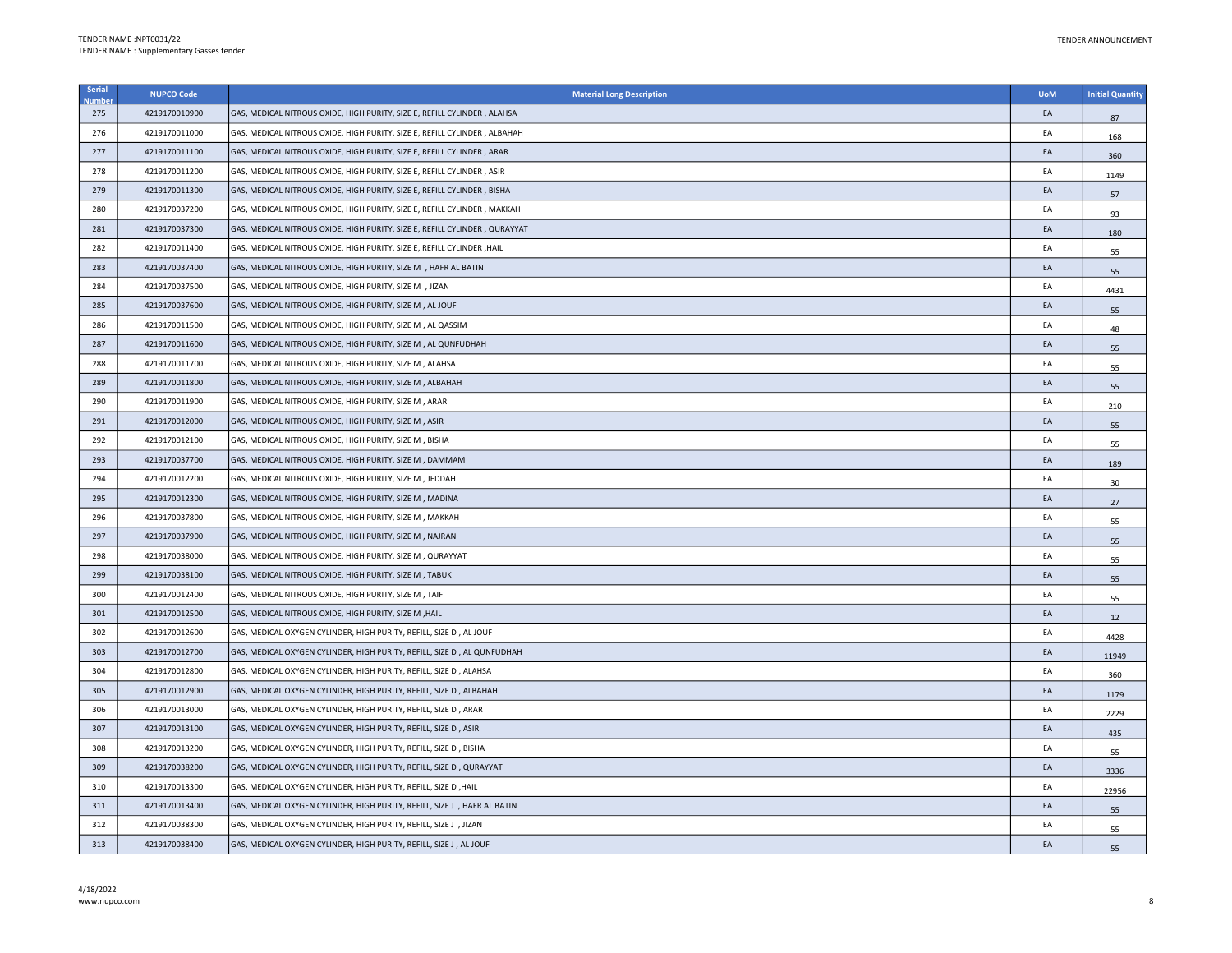| Serial Number | NUPCO Code | Material Long Description | UoM | Initial Quantity |
|---|---|---|---|---|
| 275 | 4219170010900 | GAS, MEDICAL NITROUS OXIDE, HIGH PURITY, SIZE E, REFILL CYLINDER , ALAHSA | EA | 87 |
| 276 | 4219170011000 | GAS, MEDICAL NITROUS OXIDE, HIGH PURITY, SIZE E, REFILL CYLINDER , ALBAHAH | EA | 168 |
| 277 | 4219170011100 | GAS, MEDICAL NITROUS OXIDE, HIGH PURITY, SIZE E, REFILL CYLINDER , ARAR | EA | 360 |
| 278 | 4219170011200 | GAS, MEDICAL NITROUS OXIDE, HIGH PURITY, SIZE E, REFILL CYLINDER , ASIR | EA | 1149 |
| 279 | 4219170011300 | GAS, MEDICAL NITROUS OXIDE, HIGH PURITY, SIZE E, REFILL CYLINDER , BISHA | EA | 57 |
| 280 | 4219170037200 | GAS, MEDICAL NITROUS OXIDE, HIGH PURITY, SIZE E, REFILL CYLINDER , MAKKAH | EA | 93 |
| 281 | 4219170037300 | GAS, MEDICAL NITROUS OXIDE, HIGH PURITY, SIZE E, REFILL CYLINDER , QURAYYAT | EA | 180 |
| 282 | 4219170011400 | GAS, MEDICAL NITROUS OXIDE, HIGH PURITY, SIZE E, REFILL CYLINDER ,HAIL | EA | 55 |
| 283 | 4219170037400 | GAS, MEDICAL NITROUS OXIDE, HIGH PURITY, SIZE M , HAFR AL BATIN | EA | 55 |
| 284 | 4219170037500 | GAS, MEDICAL NITROUS OXIDE, HIGH PURITY, SIZE M , JIZAN | EA | 4431 |
| 285 | 4219170037600 | GAS, MEDICAL NITROUS OXIDE, HIGH PURITY, SIZE M , AL JOUF | EA | 55 |
| 286 | 4219170011500 | GAS, MEDICAL NITROUS OXIDE, HIGH PURITY, SIZE M , AL QASSIM | EA | 48 |
| 287 | 4219170011600 | GAS, MEDICAL NITROUS OXIDE, HIGH PURITY, SIZE M , AL QUNFUDHAH | EA | 55 |
| 288 | 4219170011700 | GAS, MEDICAL NITROUS OXIDE, HIGH PURITY, SIZE M , ALAHSA | EA | 55 |
| 289 | 4219170011800 | GAS, MEDICAL NITROUS OXIDE, HIGH PURITY, SIZE M , ALBAHAH | EA | 55 |
| 290 | 4219170011900 | GAS, MEDICAL NITROUS OXIDE, HIGH PURITY, SIZE M , ARAR | EA | 210 |
| 291 | 4219170012000 | GAS, MEDICAL NITROUS OXIDE, HIGH PURITY, SIZE M , ASIR | EA | 55 |
| 292 | 4219170012100 | GAS, MEDICAL NITROUS OXIDE, HIGH PURITY, SIZE M , BISHA | EA | 55 |
| 293 | 4219170037700 | GAS, MEDICAL NITROUS OXIDE, HIGH PURITY, SIZE M , DAMMAM | EA | 189 |
| 294 | 4219170012200 | GAS, MEDICAL NITROUS OXIDE, HIGH PURITY, SIZE M , JEDDAH | EA | 30 |
| 295 | 4219170012300 | GAS, MEDICAL NITROUS OXIDE, HIGH PURITY, SIZE M , MADINA | EA | 27 |
| 296 | 4219170037800 | GAS, MEDICAL NITROUS OXIDE, HIGH PURITY, SIZE M , MAKKAH | EA | 55 |
| 297 | 4219170037900 | GAS, MEDICAL NITROUS OXIDE, HIGH PURITY, SIZE M , NAJRAN | EA | 55 |
| 298 | 4219170038000 | GAS, MEDICAL NITROUS OXIDE, HIGH PURITY, SIZE M , QURAYYAT | EA | 55 |
| 299 | 4219170038100 | GAS, MEDICAL NITROUS OXIDE, HIGH PURITY, SIZE M , TABUK | EA | 55 |
| 300 | 4219170012400 | GAS, MEDICAL NITROUS OXIDE, HIGH PURITY, SIZE M , TAIF | EA | 55 |
| 301 | 4219170012500 | GAS, MEDICAL NITROUS OXIDE, HIGH PURITY, SIZE M ,HAIL | EA | 12 |
| 302 | 4219170012600 | GAS, MEDICAL OXYGEN CYLINDER, HIGH PURITY, REFILL, SIZE D , AL JOUF | EA | 4428 |
| 303 | 4219170012700 | GAS, MEDICAL OXYGEN CYLINDER, HIGH PURITY, REFILL, SIZE D , AL QUNFUDHAH | EA | 11949 |
| 304 | 4219170012800 | GAS, MEDICAL OXYGEN CYLINDER, HIGH PURITY, REFILL, SIZE D , ALAHSA | EA | 360 |
| 305 | 4219170012900 | GAS, MEDICAL OXYGEN CYLINDER, HIGH PURITY, REFILL, SIZE D , ALBAHAH | EA | 1179 |
| 306 | 4219170013000 | GAS, MEDICAL OXYGEN CYLINDER, HIGH PURITY, REFILL, SIZE D , ARAR | EA | 2229 |
| 307 | 4219170013100 | GAS, MEDICAL OXYGEN CYLINDER, HIGH PURITY, REFILL, SIZE D , ASIR | EA | 435 |
| 308 | 4219170013200 | GAS, MEDICAL OXYGEN CYLINDER, HIGH PURITY, REFILL, SIZE D , BISHA | EA | 55 |
| 309 | 4219170038200 | GAS, MEDICAL OXYGEN CYLINDER, HIGH PURITY, REFILL, SIZE D , QURAYYAT | EA | 3336 |
| 310 | 4219170013300 | GAS, MEDICAL OXYGEN CYLINDER, HIGH PURITY, REFILL, SIZE D ,HAIL | EA | 22956 |
| 311 | 4219170013400 | GAS, MEDICAL OXYGEN CYLINDER, HIGH PURITY, REFILL, SIZE J , HAFR AL BATIN | EA | 55 |
| 312 | 4219170038300 | GAS, MEDICAL OXYGEN CYLINDER, HIGH PURITY, REFILL, SIZE J , JIZAN | EA | 55 |
| 313 | 4219170038400 | GAS, MEDICAL OXYGEN CYLINDER, HIGH PURITY, REFILL, SIZE J , AL JOUF | EA | 55 |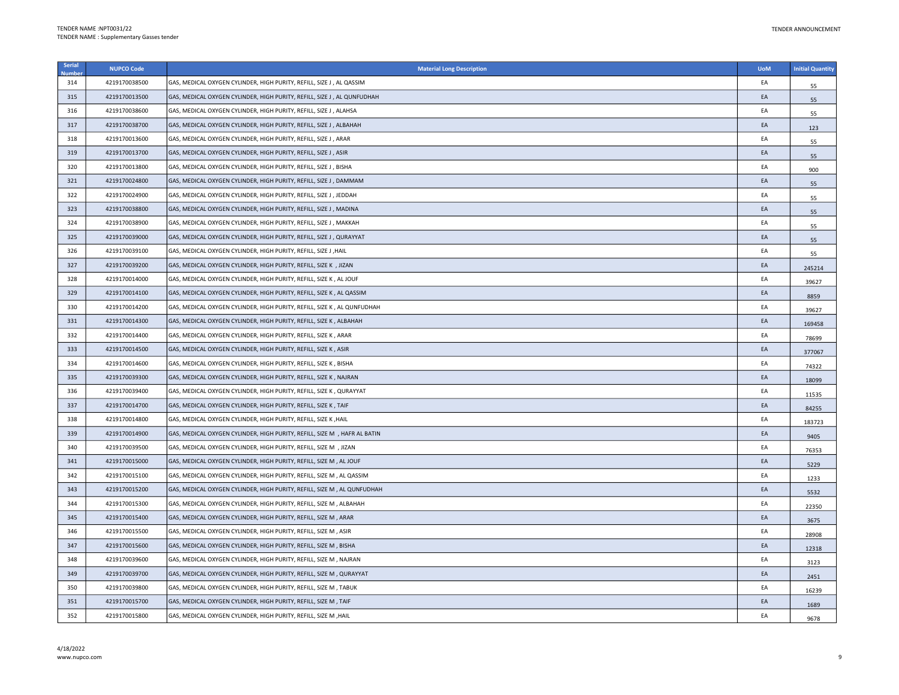| Serial Number | NUPCO Code | Material Long Description | UoM | Initial Quantity |
|---|---|---|---|---|
| 314 | 4219170038500 | GAS, MEDICAL OXYGEN CYLINDER, HIGH PURITY, REFILL, SIZE J , AL QASSIM | EA | 55 |
| 315 | 4219170013500 | GAS, MEDICAL OXYGEN CYLINDER, HIGH PURITY, REFILL, SIZE J , AL QUNFUDHAH | EA | 55 |
| 316 | 4219170038600 | GAS, MEDICAL OXYGEN CYLINDER, HIGH PURITY, REFILL, SIZE J , ALAHSA | EA | 55 |
| 317 | 4219170038700 | GAS, MEDICAL OXYGEN CYLINDER, HIGH PURITY, REFILL, SIZE J , ALBAHAH | EA | 123 |
| 318 | 4219170013600 | GAS, MEDICAL OXYGEN CYLINDER, HIGH PURITY, REFILL, SIZE J , ARAR | EA | 55 |
| 319 | 4219170013700 | GAS, MEDICAL OXYGEN CYLINDER, HIGH PURITY, REFILL, SIZE J , ASIR | EA | 55 |
| 320 | 4219170013800 | GAS, MEDICAL OXYGEN CYLINDER, HIGH PURITY, REFILL, SIZE J , BISHA | EA | 900 |
| 321 | 4219170024800 | GAS, MEDICAL OXYGEN CYLINDER, HIGH PURITY, REFILL, SIZE J , DAMMAM | EA | 55 |
| 322 | 4219170024900 | GAS, MEDICAL OXYGEN CYLINDER, HIGH PURITY, REFILL, SIZE J , JEDDAH | EA | 55 |
| 323 | 4219170038800 | GAS, MEDICAL OXYGEN CYLINDER, HIGH PURITY, REFILL, SIZE J , MADINA | EA | 55 |
| 324 | 4219170038900 | GAS, MEDICAL OXYGEN CYLINDER, HIGH PURITY, REFILL, SIZE J , MAKKAH | EA | 55 |
| 325 | 4219170039000 | GAS, MEDICAL OXYGEN CYLINDER, HIGH PURITY, REFILL, SIZE J , QURAYYAT | EA | 55 |
| 326 | 4219170039100 | GAS, MEDICAL OXYGEN CYLINDER, HIGH PURITY, REFILL, SIZE J ,HAIL | EA | 55 |
| 327 | 4219170039200 | GAS, MEDICAL OXYGEN CYLINDER, HIGH PURITY, REFILL, SIZE K , JIZAN | EA | 245214 |
| 328 | 4219170014000 | GAS, MEDICAL OXYGEN CYLINDER, HIGH PURITY, REFILL, SIZE K , AL JOUF | EA | 39627 |
| 329 | 4219170014100 | GAS, MEDICAL OXYGEN CYLINDER, HIGH PURITY, REFILL, SIZE K , AL QASSIM | EA | 8859 |
| 330 | 4219170014200 | GAS, MEDICAL OXYGEN CYLINDER, HIGH PURITY, REFILL, SIZE K , AL QUNFUDHAH | EA | 39627 |
| 331 | 4219170014300 | GAS, MEDICAL OXYGEN CYLINDER, HIGH PURITY, REFILL, SIZE K , ALBAHAH | EA | 169458 |
| 332 | 4219170014400 | GAS, MEDICAL OXYGEN CYLINDER, HIGH PURITY, REFILL, SIZE K , ARAR | EA | 78699 |
| 333 | 4219170014500 | GAS, MEDICAL OXYGEN CYLINDER, HIGH PURITY, REFILL, SIZE K , ASIR | EA | 377067 |
| 334 | 4219170014600 | GAS, MEDICAL OXYGEN CYLINDER, HIGH PURITY, REFILL, SIZE K , BISHA | EA | 74322 |
| 335 | 4219170039300 | GAS, MEDICAL OXYGEN CYLINDER, HIGH PURITY, REFILL, SIZE K , NAJRAN | EA | 18099 |
| 336 | 4219170039400 | GAS, MEDICAL OXYGEN CYLINDER, HIGH PURITY, REFILL, SIZE K , QURAYYAT | EA | 11535 |
| 337 | 4219170014700 | GAS, MEDICAL OXYGEN CYLINDER, HIGH PURITY, REFILL, SIZE K , TAIF | EA | 84255 |
| 338 | 4219170014800 | GAS, MEDICAL OXYGEN CYLINDER, HIGH PURITY, REFILL, SIZE K ,HAIL | EA | 183723 |
| 339 | 4219170014900 | GAS, MEDICAL OXYGEN CYLINDER, HIGH PURITY, REFILL, SIZE M , HAFR AL BATIN | EA | 9405 |
| 340 | 4219170039500 | GAS, MEDICAL OXYGEN CYLINDER, HIGH PURITY, REFILL, SIZE M , JIZAN | EA | 76353 |
| 341 | 4219170015000 | GAS, MEDICAL OXYGEN CYLINDER, HIGH PURITY, REFILL, SIZE M , AL JOUF | EA | 5229 |
| 342 | 4219170015100 | GAS, MEDICAL OXYGEN CYLINDER, HIGH PURITY, REFILL, SIZE M , AL QASSIM | EA | 1233 |
| 343 | 4219170015200 | GAS, MEDICAL OXYGEN CYLINDER, HIGH PURITY, REFILL, SIZE M , AL QUNFUDHAH | EA | 5532 |
| 344 | 4219170015300 | GAS, MEDICAL OXYGEN CYLINDER, HIGH PURITY, REFILL, SIZE M , ALBAHAH | EA | 22350 |
| 345 | 4219170015400 | GAS, MEDICAL OXYGEN CYLINDER, HIGH PURITY, REFILL, SIZE M , ARAR | EA | 3675 |
| 346 | 4219170015500 | GAS, MEDICAL OXYGEN CYLINDER, HIGH PURITY, REFILL, SIZE M , ASIR | EA | 28908 |
| 347 | 4219170015600 | GAS, MEDICAL OXYGEN CYLINDER, HIGH PURITY, REFILL, SIZE M , BISHA | EA | 12318 |
| 348 | 4219170039600 | GAS, MEDICAL OXYGEN CYLINDER, HIGH PURITY, REFILL, SIZE M , NAJRAN | EA | 3123 |
| 349 | 4219170039700 | GAS, MEDICAL OXYGEN CYLINDER, HIGH PURITY, REFILL, SIZE M , QURAYYAT | EA | 2451 |
| 350 | 4219170039800 | GAS, MEDICAL OXYGEN CYLINDER, HIGH PURITY, REFILL, SIZE M , TABUK | EA | 16239 |
| 351 | 4219170015700 | GAS, MEDICAL OXYGEN CYLINDER, HIGH PURITY, REFILL, SIZE M , TAIF | EA | 1689 |
| 352 | 4219170015800 | GAS, MEDICAL OXYGEN CYLINDER, HIGH PURITY, REFILL, SIZE M ,HAIL | EA | 9678 |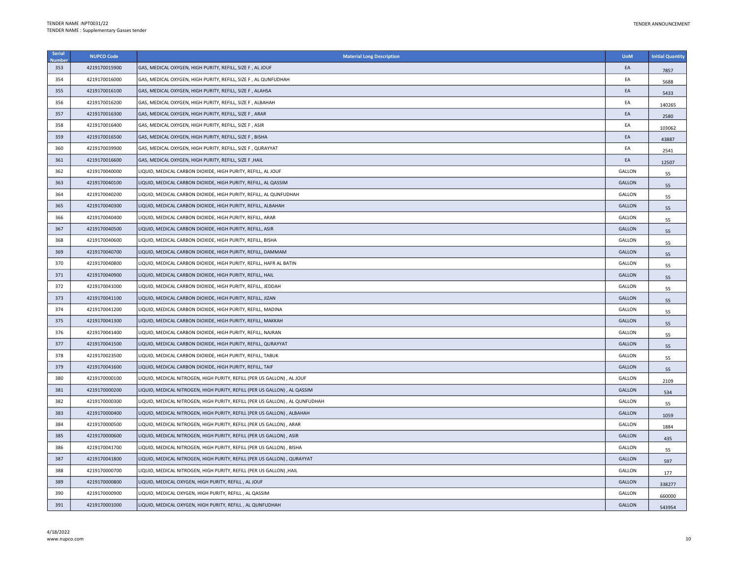| Serial Number | NUPCO Code | Material Long Description | UoM | Initial Quantity |
|---|---|---|---|---|
| 353 | 4219170015900 | GAS, MEDICAL OXYGEN, HIGH PURITY, REFILL, SIZE F , AL JOUF | EA | 7857 |
| 354 | 4219170016000 | GAS, MEDICAL OXYGEN, HIGH PURITY, REFILL, SIZE F , AL QUNFUDHAH | EA | 5688 |
| 355 | 4219170016100 | GAS, MEDICAL OXYGEN, HIGH PURITY, REFILL, SIZE F , ALAHSA | EA | 5433 |
| 356 | 4219170016200 | GAS, MEDICAL OXYGEN, HIGH PURITY, REFILL, SIZE F , ALBAHAH | EA | 140265 |
| 357 | 4219170016300 | GAS, MEDICAL OXYGEN, HIGH PURITY, REFILL, SIZE F , ARAR | EA | 2580 |
| 358 | 4219170016400 | GAS, MEDICAL OXYGEN, HIGH PURITY, REFILL, SIZE F , ASIR | EA | 103062 |
| 359 | 4219170016500 | GAS, MEDICAL OXYGEN, HIGH PURITY, REFILL, SIZE F , BISHA | EA | 43887 |
| 360 | 4219170039900 | GAS, MEDICAL OXYGEN, HIGH PURITY, REFILL, SIZE F , QURAYYAT | EA | 2541 |
| 361 | 4219170016600 | GAS, MEDICAL OXYGEN, HIGH PURITY, REFILL, SIZE F ,HAIL | EA | 12507 |
| 362 | 4219170040000 | LIQUID, MEDICAL CARBON DIOXIDE, HIGH PURITY, REFILL, AL JOUF | GALLON | 55 |
| 363 | 4219170040100 | LIQUID, MEDICAL CARBON DIOXIDE, HIGH PURITY, REFILL, AL QASSIM | GALLON | 55 |
| 364 | 4219170040200 | LIQUID, MEDICAL CARBON DIOXIDE, HIGH PURITY, REFILL, AL QUNFUDHAH | GALLON | 55 |
| 365 | 4219170040300 | LIQUID, MEDICAL CARBON DIOXIDE, HIGH PURITY, REFILL, ALBAHAH | GALLON | 55 |
| 366 | 4219170040400 | LIQUID, MEDICAL CARBON DIOXIDE, HIGH PURITY, REFILL, ARAR | GALLON | 55 |
| 367 | 4219170040500 | LIQUID, MEDICAL CARBON DIOXIDE, HIGH PURITY, REFILL, ASIR | GALLON | 55 |
| 368 | 4219170040600 | LIQUID, MEDICAL CARBON DIOXIDE, HIGH PURITY, REFILL, BISHA | GALLON | 55 |
| 369 | 4219170040700 | LIQUID, MEDICAL CARBON DIOXIDE, HIGH PURITY, REFILL, DAMMAM | GALLON | 55 |
| 370 | 4219170040800 | LIQUID, MEDICAL CARBON DIOXIDE, HIGH PURITY, REFILL, HAFR AL BATIN | GALLON | 55 |
| 371 | 4219170040900 | LIQUID, MEDICAL CARBON DIOXIDE, HIGH PURITY, REFILL, HAIL | GALLON | 55 |
| 372 | 4219170041000 | LIQUID, MEDICAL CARBON DIOXIDE, HIGH PURITY, REFILL, JEDDAH | GALLON | 55 |
| 373 | 4219170041100 | LIQUID, MEDICAL CARBON DIOXIDE, HIGH PURITY, REFILL, JIZAN | GALLON | 55 |
| 374 | 4219170041200 | LIQUID, MEDICAL CARBON DIOXIDE, HIGH PURITY, REFILL, MADINA | GALLON | 55 |
| 375 | 4219170041300 | LIQUID, MEDICAL CARBON DIOXIDE, HIGH PURITY, REFILL, MAKKAH | GALLON | 55 |
| 376 | 4219170041400 | LIQUID, MEDICAL CARBON DIOXIDE, HIGH PURITY, REFILL, NAJRAN | GALLON | 55 |
| 377 | 4219170041500 | LIQUID, MEDICAL CARBON DIOXIDE, HIGH PURITY, REFILL, QURAYYAT | GALLON | 55 |
| 378 | 4219170023500 | LIQUID, MEDICAL CARBON DIOXIDE, HIGH PURITY, REFILL, TABUK | GALLON | 55 |
| 379 | 4219170041600 | LIQUID, MEDICAL CARBON DIOXIDE, HIGH PURITY, REFILL, TAIF | GALLON | 55 |
| 380 | 4219170000100 | LIQUID, MEDICAL NITROGEN, HIGH PURITY, REFILL (PER US GALLON) , AL JOUF | GALLON | 2109 |
| 381 | 4219170000200 | LIQUID, MEDICAL NITROGEN, HIGH PURITY, REFILL (PER US GALLON) , AL QASSIM | GALLON | 534 |
| 382 | 4219170000300 | LIQUID, MEDICAL NITROGEN, HIGH PURITY, REFILL (PER US GALLON) , AL QUNFUDHAH | GALLON | 55 |
| 383 | 4219170000400 | LIQUID, MEDICAL NITROGEN, HIGH PURITY, REFILL (PER US GALLON) , ALBAHAH | GALLON | 1059 |
| 384 | 4219170000500 | LIQUID, MEDICAL NITROGEN, HIGH PURITY, REFILL (PER US GALLON) , ARAR | GALLON | 1884 |
| 385 | 4219170000600 | LIQUID, MEDICAL NITROGEN, HIGH PURITY, REFILL (PER US GALLON) , ASIR | GALLON | 435 |
| 386 | 4219170041700 | LIQUID, MEDICAL NITROGEN, HIGH PURITY, REFILL (PER US GALLON) , BISHA | GALLON | 55 |
| 387 | 4219170041800 | LIQUID, MEDICAL NITROGEN, HIGH PURITY, REFILL (PER US GALLON) , QURAYYAT | GALLON | 597 |
| 388 | 4219170000700 | LIQUID, MEDICAL NITROGEN, HIGH PURITY, REFILL (PER US GALLON) ,HAIL | GALLON | 177 |
| 389 | 4219170000800 | LIQUID, MEDICAL OXYGEN, HIGH PURITY, REFILL , AL JOUF | GALLON | 338277 |
| 390 | 4219170000900 | LIQUID, MEDICAL OXYGEN, HIGH PURITY, REFILL , AL QASSIM | GALLON | 660000 |
| 391 | 4219170001000 | LIQUID, MEDICAL OXYGEN, HIGH PURITY, REFILL , AL QUNFUDHAH | GALLON | 543954 |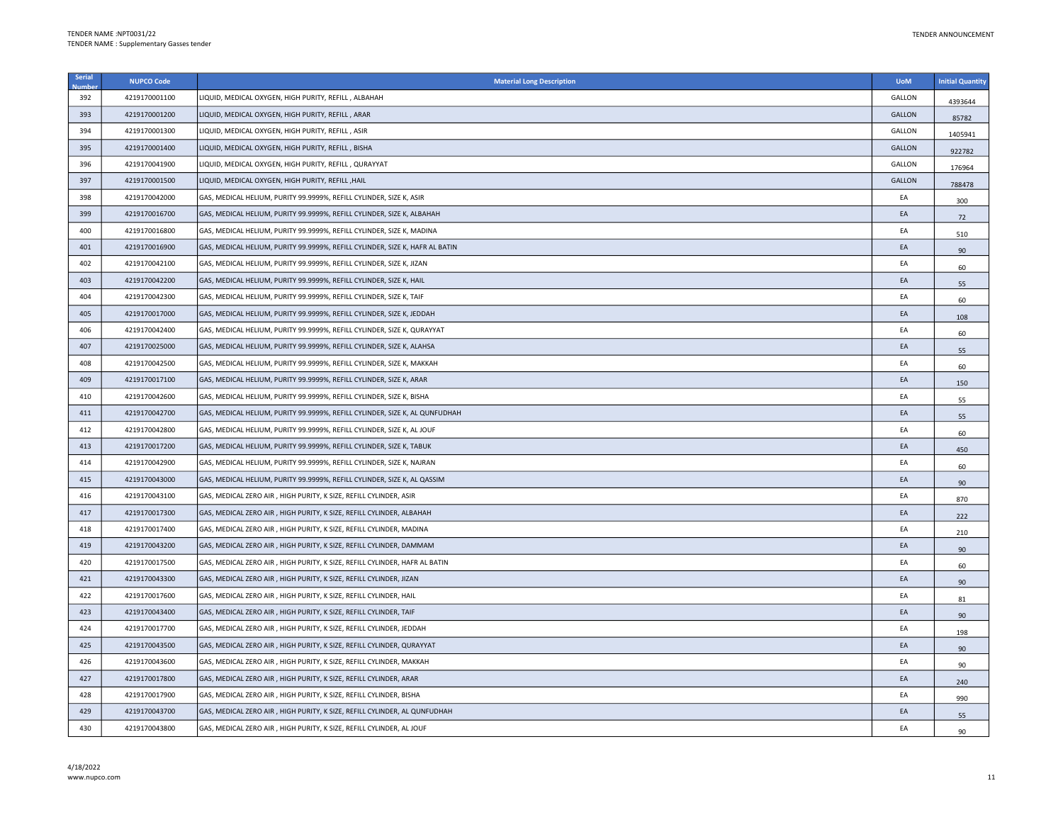| Serial Number | NUPCO Code | Material Long Description | UoM | Initial Quantity |
|---|---|---|---|---|
| 392 | 4219170001100 | LIQUID, MEDICAL OXYGEN, HIGH PURITY, REFILL , ALBAHAH | GALLON | 4393644 |
| 393 | 4219170001200 | LIQUID, MEDICAL OXYGEN, HIGH PURITY, REFILL , ARAR | GALLON | 85782 |
| 394 | 4219170001300 | LIQUID, MEDICAL OXYGEN, HIGH PURITY, REFILL , ASIR | GALLON | 1405941 |
| 395 | 4219170001400 | LIQUID, MEDICAL OXYGEN, HIGH PURITY, REFILL , BISHA | GALLON | 922782 |
| 396 | 4219170041900 | LIQUID, MEDICAL OXYGEN, HIGH PURITY, REFILL , QURAYYAT | GALLON | 176964 |
| 397 | 4219170001500 | LIQUID, MEDICAL OXYGEN, HIGH PURITY, REFILL ,HAIL | GALLON | 788478 |
| 398 | 4219170042000 | GAS, MEDICAL HELIUM, PURITY 99.9999%, REFILL CYLINDER, SIZE K, ASIR | EA | 300 |
| 399 | 4219170016700 | GAS, MEDICAL HELIUM, PURITY 99.9999%, REFILL CYLINDER, SIZE K, ALBAHAH | EA | 72 |
| 400 | 4219170016800 | GAS, MEDICAL HELIUM, PURITY 99.9999%, REFILL CYLINDER, SIZE K, MADINA | EA | 510 |
| 401 | 4219170016900 | GAS, MEDICAL HELIUM, PURITY 99.9999%, REFILL CYLINDER, SIZE K, HAFR AL BATIN | EA | 90 |
| 402 | 4219170042100 | GAS, MEDICAL HELIUM, PURITY 99.9999%, REFILL CYLINDER, SIZE K, JIZAN | EA | 60 |
| 403 | 4219170042200 | GAS, MEDICAL HELIUM, PURITY 99.9999%, REFILL CYLINDER, SIZE K, HAIL | EA | 55 |
| 404 | 4219170042300 | GAS, MEDICAL HELIUM, PURITY 99.9999%, REFILL CYLINDER, SIZE K, TAIF | EA | 60 |
| 405 | 4219170017000 | GAS, MEDICAL HELIUM, PURITY 99.9999%, REFILL CYLINDER, SIZE K, JEDDAH | EA | 108 |
| 406 | 4219170042400 | GAS, MEDICAL HELIUM, PURITY 99.9999%, REFILL CYLINDER, SIZE K, QURAYYAT | EA | 60 |
| 407 | 4219170025000 | GAS, MEDICAL HELIUM, PURITY 99.9999%, REFILL CYLINDER, SIZE K, ALAHSA | EA | 55 |
| 408 | 4219170042500 | GAS, MEDICAL HELIUM, PURITY 99.9999%, REFILL CYLINDER, SIZE K, MAKKAH | EA | 60 |
| 409 | 4219170017100 | GAS, MEDICAL HELIUM, PURITY 99.9999%, REFILL CYLINDER, SIZE K, ARAR | EA | 150 |
| 410 | 4219170042600 | GAS, MEDICAL HELIUM, PURITY 99.9999%, REFILL CYLINDER, SIZE K, BISHA | EA | 55 |
| 411 | 4219170042700 | GAS, MEDICAL HELIUM, PURITY 99.9999%, REFILL CYLINDER, SIZE K, AL QUNFUDHAH | EA | 55 |
| 412 | 4219170042800 | GAS, MEDICAL HELIUM, PURITY 99.9999%, REFILL CYLINDER, SIZE K, AL JOUF | EA | 60 |
| 413 | 4219170017200 | GAS, MEDICAL HELIUM, PURITY 99.9999%, REFILL CYLINDER, SIZE K, TABUK | EA | 450 |
| 414 | 4219170042900 | GAS, MEDICAL HELIUM, PURITY 99.9999%, REFILL CYLINDER, SIZE K, NAJRAN | EA | 60 |
| 415 | 4219170043000 | GAS, MEDICAL HELIUM, PURITY 99.9999%, REFILL CYLINDER, SIZE K, AL QASSIM | EA | 90 |
| 416 | 4219170043100 | GAS, MEDICAL ZERO AIR , HIGH PURITY, K SIZE, REFILL CYLINDER, ASIR | EA | 870 |
| 417 | 4219170017300 | GAS, MEDICAL ZERO AIR , HIGH PURITY, K SIZE, REFILL CYLINDER, ALBAHAH | EA | 222 |
| 418 | 4219170017400 | GAS, MEDICAL ZERO AIR , HIGH PURITY, K SIZE, REFILL CYLINDER, MADINA | EA | 210 |
| 419 | 4219170043200 | GAS, MEDICAL ZERO AIR , HIGH PURITY, K SIZE, REFILL CYLINDER, DAMMAM | EA | 90 |
| 420 | 4219170017500 | GAS, MEDICAL ZERO AIR , HIGH PURITY, K SIZE, REFILL CYLINDER, HAFR AL BATIN | EA | 60 |
| 421 | 4219170043300 | GAS, MEDICAL ZERO AIR , HIGH PURITY, K SIZE, REFILL CYLINDER, JIZAN | EA | 90 |
| 422 | 4219170017600 | GAS, MEDICAL ZERO AIR , HIGH PURITY, K SIZE, REFILL CYLINDER, HAIL | EA | 81 |
| 423 | 4219170043400 | GAS, MEDICAL ZERO AIR , HIGH PURITY, K SIZE, REFILL CYLINDER, TAIF | EA | 90 |
| 424 | 4219170017700 | GAS, MEDICAL ZERO AIR , HIGH PURITY, K SIZE, REFILL CYLINDER, JEDDAH | EA | 198 |
| 425 | 4219170043500 | GAS, MEDICAL ZERO AIR , HIGH PURITY, K SIZE, REFILL CYLINDER, QURAYYAT | EA | 90 |
| 426 | 4219170043600 | GAS, MEDICAL ZERO AIR , HIGH PURITY, K SIZE, REFILL CYLINDER, MAKKAH | EA | 90 |
| 427 | 4219170017800 | GAS, MEDICAL ZERO AIR , HIGH PURITY, K SIZE, REFILL CYLINDER, ARAR | EA | 240 |
| 428 | 4219170017900 | GAS, MEDICAL ZERO AIR , HIGH PURITY, K SIZE, REFILL CYLINDER, BISHA | EA | 990 |
| 429 | 4219170043700 | GAS, MEDICAL ZERO AIR , HIGH PURITY, K SIZE, REFILL CYLINDER, AL QUNFUDHAH | EA | 55 |
| 430 | 4219170043800 | GAS, MEDICAL ZERO AIR , HIGH PURITY, K SIZE, REFILL CYLINDER, AL JOUF | EA | 90 |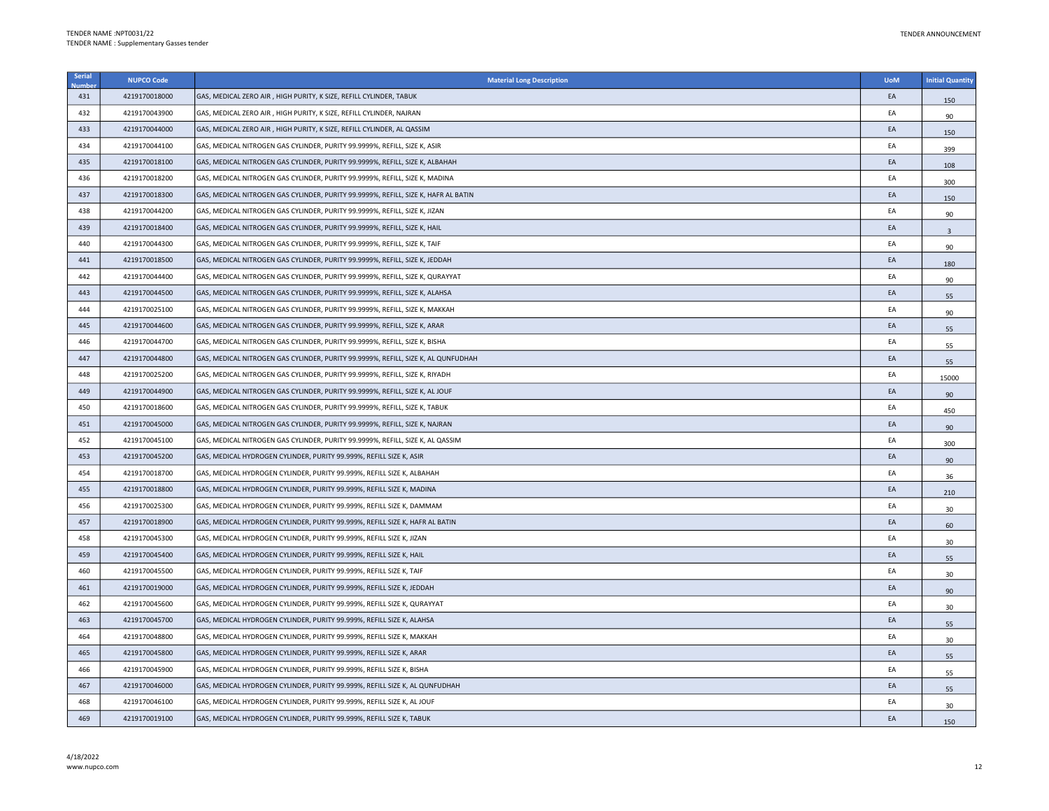| Serial Number | NUPCO Code | Material Long Description | UoM | Initial Quantity |
|---|---|---|---|---|
| 431 | 4219170018000 | GAS, MEDICAL ZERO AIR , HIGH PURITY, K SIZE, REFILL CYLINDER, TABUK | EA | 150 |
| 432 | 4219170043900 | GAS, MEDICAL ZERO AIR , HIGH PURITY, K SIZE, REFILL CYLINDER, NAJRAN | EA | 90 |
| 433 | 4219170044000 | GAS, MEDICAL ZERO AIR , HIGH PURITY, K SIZE, REFILL CYLINDER, AL QASSIM | EA | 150 |
| 434 | 4219170044100 | GAS, MEDICAL NITROGEN GAS CYLINDER, PURITY 99.9999%, REFILL, SIZE K, ASIR | EA | 399 |
| 435 | 4219170018100 | GAS, MEDICAL NITROGEN GAS CYLINDER, PURITY 99.9999%, REFILL, SIZE K, ALBAHAH | EA | 108 |
| 436 | 4219170018200 | GAS, MEDICAL NITROGEN GAS CYLINDER, PURITY 99.9999%, REFILL, SIZE K, MADINA | EA | 300 |
| 437 | 4219170018300 | GAS, MEDICAL NITROGEN GAS CYLINDER, PURITY 99.9999%, REFILL, SIZE K, HAFR AL BATIN | EA | 150 |
| 438 | 4219170044200 | GAS, MEDICAL NITROGEN GAS CYLINDER, PURITY 99.9999%, REFILL, SIZE K, JIZAN | EA | 90 |
| 439 | 4219170018400 | GAS, MEDICAL NITROGEN GAS CYLINDER, PURITY 99.9999%, REFILL, SIZE K, HAIL | EA | 3 |
| 440 | 4219170044300 | GAS, MEDICAL NITROGEN GAS CYLINDER, PURITY 99.9999%, REFILL, SIZE K, TAIF | EA | 90 |
| 441 | 4219170018500 | GAS, MEDICAL NITROGEN GAS CYLINDER, PURITY 99.9999%, REFILL, SIZE K, JEDDAH | EA | 180 |
| 442 | 4219170044400 | GAS, MEDICAL NITROGEN GAS CYLINDER, PURITY 99.9999%, REFILL, SIZE K, QURAYYAT | EA | 90 |
| 443 | 4219170044500 | GAS, MEDICAL NITROGEN GAS CYLINDER, PURITY 99.9999%, REFILL, SIZE K, ALAHSA | EA | 55 |
| 444 | 4219170025100 | GAS, MEDICAL NITROGEN GAS CYLINDER, PURITY 99.9999%, REFILL, SIZE K, MAKKAH | EA | 90 |
| 445 | 4219170044600 | GAS, MEDICAL NITROGEN GAS CYLINDER, PURITY 99.9999%, REFILL, SIZE K, ARAR | EA | 55 |
| 446 | 4219170044700 | GAS, MEDICAL NITROGEN GAS CYLINDER, PURITY 99.9999%, REFILL, SIZE K, BISHA | EA | 55 |
| 447 | 4219170044800 | GAS, MEDICAL NITROGEN GAS CYLINDER, PURITY 99.9999%, REFILL, SIZE K, AL QUNFUDHAH | EA | 55 |
| 448 | 4219170025200 | GAS, MEDICAL NITROGEN GAS CYLINDER, PURITY 99.9999%, REFILL, SIZE K, RIYADH | EA | 15000 |
| 449 | 4219170044900 | GAS, MEDICAL NITROGEN GAS CYLINDER, PURITY 99.9999%, REFILL, SIZE K, AL JOUF | EA | 90 |
| 450 | 4219170018600 | GAS, MEDICAL NITROGEN GAS CYLINDER, PURITY 99.9999%, REFILL, SIZE K, TABUK | EA | 450 |
| 451 | 4219170045000 | GAS, MEDICAL NITROGEN GAS CYLINDER, PURITY 99.9999%, REFILL, SIZE K, NAJRAN | EA | 90 |
| 452 | 4219170045100 | GAS, MEDICAL NITROGEN GAS CYLINDER, PURITY 99.9999%, REFILL, SIZE K, AL QASSIM | EA | 300 |
| 453 | 4219170045200 | GAS, MEDICAL HYDROGEN CYLINDER, PURITY 99.999%, REFILL SIZE K, ASIR | EA | 90 |
| 454 | 4219170018700 | GAS, MEDICAL HYDROGEN CYLINDER, PURITY 99.999%, REFILL SIZE K, ALBAHAH | EA | 36 |
| 455 | 4219170018800 | GAS, MEDICAL HYDROGEN CYLINDER, PURITY 99.999%, REFILL SIZE K, MADINA | EA | 210 |
| 456 | 4219170025300 | GAS, MEDICAL HYDROGEN CYLINDER, PURITY 99.999%, REFILL SIZE K, DAMMAM | EA | 30 |
| 457 | 4219170018900 | GAS, MEDICAL HYDROGEN CYLINDER, PURITY 99.999%, REFILL SIZE K, HAFR AL BATIN | EA | 60 |
| 458 | 4219170045300 | GAS, MEDICAL HYDROGEN CYLINDER, PURITY 99.999%, REFILL SIZE K, JIZAN | EA | 30 |
| 459 | 4219170045400 | GAS, MEDICAL HYDROGEN CYLINDER, PURITY 99.999%, REFILL SIZE K, HAIL | EA | 55 |
| 460 | 4219170045500 | GAS, MEDICAL HYDROGEN CYLINDER, PURITY 99.999%, REFILL SIZE K, TAIF | EA | 30 |
| 461 | 4219170019000 | GAS, MEDICAL HYDROGEN CYLINDER, PURITY 99.999%, REFILL SIZE K, JEDDAH | EA | 90 |
| 462 | 4219170045600 | GAS, MEDICAL HYDROGEN CYLINDER, PURITY 99.999%, REFILL SIZE K, QURAYYAT | EA | 30 |
| 463 | 4219170045700 | GAS, MEDICAL HYDROGEN CYLINDER, PURITY 99.999%, REFILL SIZE K, ALAHSA | EA | 55 |
| 464 | 4219170048800 | GAS, MEDICAL HYDROGEN CYLINDER, PURITY 99.999%, REFILL SIZE K, MAKKAH | EA | 30 |
| 465 | 4219170045800 | GAS, MEDICAL HYDROGEN CYLINDER, PURITY 99.999%, REFILL SIZE K, ARAR | EA | 55 |
| 466 | 4219170045900 | GAS, MEDICAL HYDROGEN CYLINDER, PURITY 99.999%, REFILL SIZE K, BISHA | EA | 55 |
| 467 | 4219170046000 | GAS, MEDICAL HYDROGEN CYLINDER, PURITY 99.999%, REFILL SIZE K, AL QUNFUDHAH | EA | 55 |
| 468 | 4219170046100 | GAS, MEDICAL HYDROGEN CYLINDER, PURITY 99.999%, REFILL SIZE K, AL JOUF | EA | 30 |
| 469 | 4219170019100 | GAS, MEDICAL HYDROGEN CYLINDER, PURITY 99.999%, REFILL SIZE K, TABUK | EA | 150 |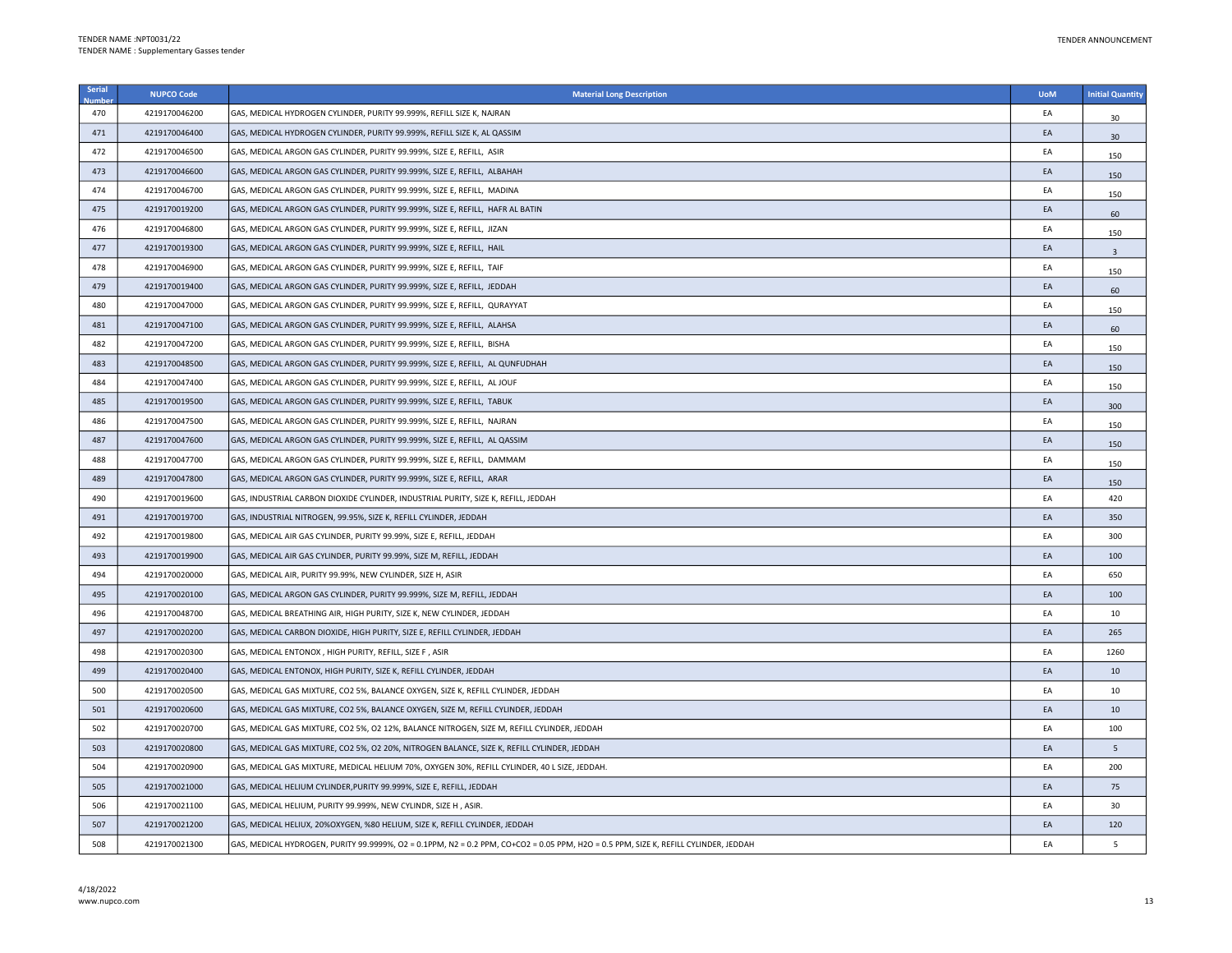| Serial Number | NUPCO Code | Material Long Description | UoM | Initial Quantity |
|---|---|---|---|---|
| 470 | 4219170046200 | GAS, MEDICAL HYDROGEN CYLINDER, PURITY 99.999%, REFILL SIZE K, NAJRAN | EA | 30 |
| 471 | 4219170046400 | GAS, MEDICAL HYDROGEN CYLINDER, PURITY 99.999%, REFILL SIZE K, AL QASSIM | EA | 30 |
| 472 | 4219170046500 | GAS, MEDICAL ARGON GAS CYLINDER, PURITY 99.999%, SIZE E, REFILL, ASIR | EA | 150 |
| 473 | 4219170046600 | GAS, MEDICAL ARGON GAS CYLINDER, PURITY 99.999%, SIZE E, REFILL, ALBAHAH | EA | 150 |
| 474 | 4219170046700 | GAS, MEDICAL ARGON GAS CYLINDER, PURITY 99.999%, SIZE E, REFILL, MADINA | EA | 150 |
| 475 | 4219170019200 | GAS, MEDICAL ARGON GAS CYLINDER, PURITY 99.999%, SIZE E, REFILL, HAFR AL BATIN | EA | 60 |
| 476 | 4219170046800 | GAS, MEDICAL ARGON GAS CYLINDER, PURITY 99.999%, SIZE E, REFILL, JIZAN | EA | 150 |
| 477 | 4219170019300 | GAS, MEDICAL ARGON GAS CYLINDER, PURITY 99.999%, SIZE E, REFILL, HAIL | EA | 3 |
| 478 | 4219170046900 | GAS, MEDICAL ARGON GAS CYLINDER, PURITY 99.999%, SIZE E, REFILL, TAIF | EA | 150 |
| 479 | 4219170019400 | GAS, MEDICAL ARGON GAS CYLINDER, PURITY 99.999%, SIZE E, REFILL, JEDDAH | EA | 60 |
| 480 | 4219170047000 | GAS, MEDICAL ARGON GAS CYLINDER, PURITY 99.999%, SIZE E, REFILL, QURAYYAT | EA | 150 |
| 481 | 4219170047100 | GAS, MEDICAL ARGON GAS CYLINDER, PURITY 99.999%, SIZE E, REFILL, ALAHSA | EA | 60 |
| 482 | 4219170047200 | GAS, MEDICAL ARGON GAS CYLINDER, PURITY 99.999%, SIZE E, REFILL, BISHA | EA | 150 |
| 483 | 4219170048500 | GAS, MEDICAL ARGON GAS CYLINDER, PURITY 99.999%, SIZE E, REFILL, AL QUNFUDHAH | EA | 150 |
| 484 | 4219170047400 | GAS, MEDICAL ARGON GAS CYLINDER, PURITY 99.999%, SIZE E, REFILL, AL JOUF | EA | 150 |
| 485 | 4219170019500 | GAS, MEDICAL ARGON GAS CYLINDER, PURITY 99.999%, SIZE E, REFILL, TABUK | EA | 300 |
| 486 | 4219170047500 | GAS, MEDICAL ARGON GAS CYLINDER, PURITY 99.999%, SIZE E, REFILL, NAJRAN | EA | 150 |
| 487 | 4219170047600 | GAS, MEDICAL ARGON GAS CYLINDER, PURITY 99.999%, SIZE E, REFILL, AL QASSIM | EA | 150 |
| 488 | 4219170047700 | GAS, MEDICAL ARGON GAS CYLINDER, PURITY 99.999%, SIZE E, REFILL, DAMMAM | EA | 150 |
| 489 | 4219170047800 | GAS, MEDICAL ARGON GAS CYLINDER, PURITY 99.999%, SIZE E, REFILL, ARAR | EA | 150 |
| 490 | 4219170019600 | GAS, INDUSTRIAL CARBON DIOXIDE CYLINDER, INDUSTRIAL PURITY, SIZE K, REFILL, JEDDAH | EA | 420 |
| 491 | 4219170019700 | GAS, INDUSTRIAL NITROGEN, 99.95%, SIZE K, REFILL CYLINDER, JEDDAH | EA | 350 |
| 492 | 4219170019800 | GAS, MEDICAL AIR GAS CYLINDER, PURITY 99.99%, SIZE E, REFILL, JEDDAH | EA | 300 |
| 493 | 4219170019900 | GAS, MEDICAL AIR GAS CYLINDER, PURITY 99.99%, SIZE M, REFILL, JEDDAH | EA | 100 |
| 494 | 4219170020000 | GAS, MEDICAL AIR, PURITY 99.99%, NEW CYLINDER, SIZE H, ASIR | EA | 650 |
| 495 | 4219170020100 | GAS, MEDICAL ARGON GAS CYLINDER, PURITY 99.999%, SIZE M, REFILL, JEDDAH | EA | 100 |
| 496 | 4219170048700 | GAS, MEDICAL BREATHING AIR, HIGH PURITY, SIZE K, NEW CYLINDER, JEDDAH | EA | 10 |
| 497 | 4219170020200 | GAS, MEDICAL CARBON DIOXIDE, HIGH PURITY, SIZE E, REFILL CYLINDER, JEDDAH | EA | 265 |
| 498 | 4219170020300 | GAS, MEDICAL ENTONOX , HIGH PURITY, REFILL, SIZE F , ASIR | EA | 1260 |
| 499 | 4219170020400 | GAS, MEDICAL ENTONOX, HIGH PURITY, SIZE K, REFILL CYLINDER, JEDDAH | EA | 10 |
| 500 | 4219170020500 | GAS, MEDICAL GAS MIXTURE, CO2 5%, BALANCE OXYGEN, SIZE K, REFILL CYLINDER, JEDDAH | EA | 10 |
| 501 | 4219170020600 | GAS, MEDICAL GAS MIXTURE, CO2 5%, BALANCE OXYGEN, SIZE M, REFILL CYLINDER, JEDDAH | EA | 10 |
| 502 | 4219170020700 | GAS, MEDICAL GAS MIXTURE, CO2 5%, O2 12%, BALANCE NITROGEN, SIZE M, REFILL CYLINDER, JEDDAH | EA | 100 |
| 503 | 4219170020800 | GAS, MEDICAL GAS MIXTURE, CO2 5%, O2 20%, NITROGEN BALANCE, SIZE K, REFILL CYLINDER, JEDDAH | EA | 5 |
| 504 | 4219170020900 | GAS, MEDICAL GAS MIXTURE, MEDICAL HELIUM 70%, OXYGEN 30%, REFILL CYLINDER, 40 L SIZE, JEDDAH. | EA | 200 |
| 505 | 4219170021000 | GAS, MEDICAL HELIUM CYLINDER,PURITY 99.999%, SIZE E, REFILL, JEDDAH | EA | 75 |
| 506 | 4219170021100 | GAS, MEDICAL HELIUM, PURITY 99.999%, NEW CYLINDR, SIZE H , ASIR. | EA | 30 |
| 507 | 4219170021200 | GAS, MEDICAL HELIUX, 20%OXYGEN, %80 HELIUM, SIZE K, REFILL CYLINDER, JEDDAH | EA | 120 |
| 508 | 4219170021300 | GAS, MEDICAL HYDROGEN, PURITY 99.9999%, O2 = 0.1PPM, N2 = 0.2 PPM, CO+CO2 = 0.05 PPM, H2O = 0.5 PPM, SIZE K, REFILL CYLINDER, JEDDAH | EA | 5 |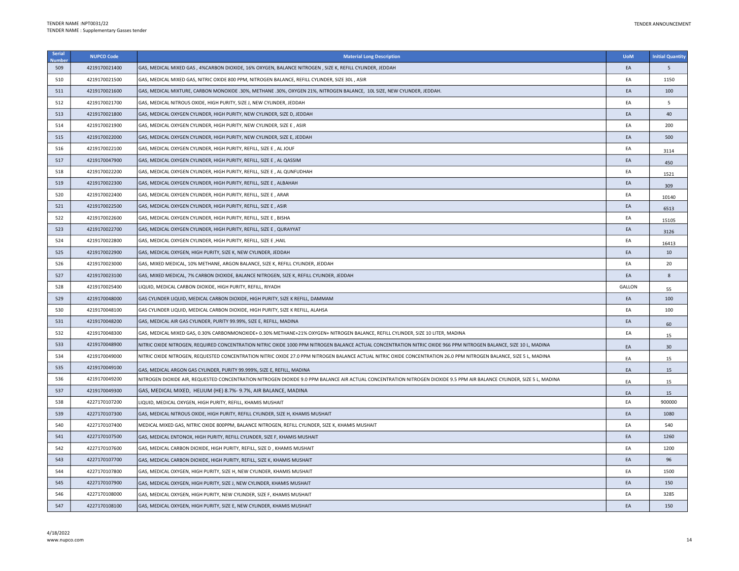| Serial Number | NUPCO Code | Material Long Description | UoM | Initial Quantity |
|---|---|---|---|---|
| 509 | 4219170021400 | GAS, MEDICAL MIXED GAS , 4%CARBON DIOXIDE, 16% OXYGEN, BALANCE NITROGEN , SIZE K, REFILL CYLINDER, JEDDAH | EA | 5 |
| 510 | 4219170021500 | GAS, MEDICAL MIXED GAS, NITRIC OXIDE 800 PPM, NITROGEN BALANCE, REFILL CYLINDER, SIZE 30L , ASIR | EA | 1150 |
| 511 | 4219170021600 | GAS, MEDICAL MIXTURE, CARBON MONOXIDE .30%, METHANE .30%, OXYGEN 21%, NITROGEN BALANCE, 10L SIZE, NEW CYLINDER, JEDDAH. | EA | 100 |
| 512 | 4219170021700 | GAS, MEDICAL NITROUS OXIDE, HIGH PURITY, SIZE J, NEW CYLINDER, JEDDAH | EA | 5 |
| 513 | 4219170021800 | GAS, MEDICAL OXYGEN CYLINDER, HIGH PURITY, NEW CYLINDER, SIZE D, JEDDAH | EA | 40 |
| 514 | 4219170021900 | GAS, MEDICAL OXYGEN CYLINDER, HIGH PURITY, NEW CYLINDER, SIZE E , ASIR | EA | 200 |
| 515 | 4219170022000 | GAS, MEDICAL OXYGEN CYLINDER, HIGH PURITY, NEW CYLINDER, SIZE E, JEDDAH | EA | 500 |
| 516 | 4219170022100 | GAS, MEDICAL OXYGEN CYLINDER, HIGH PURITY, REFILL, SIZE E , AL JOUF | EA | 3114 |
| 517 | 4219170047900 | GAS, MEDICAL OXYGEN CYLINDER, HIGH PURITY, REFILL, SIZE E , AL QASSIM | EA | 450 |
| 518 | 4219170022200 | GAS, MEDICAL OXYGEN CYLINDER, HIGH PURITY, REFILL, SIZE E , AL QUNFUDHAH | EA | 1521 |
| 519 | 4219170022300 | GAS, MEDICAL OXYGEN CYLINDER, HIGH PURITY, REFILL, SIZE E , ALBAHAH | EA | 309 |
| 520 | 4219170022400 | GAS, MEDICAL OXYGEN CYLINDER, HIGH PURITY, REFILL, SIZE E , ARAR | EA | 10140 |
| 521 | 4219170022500 | GAS, MEDICAL OXYGEN CYLINDER, HIGH PURITY, REFILL, SIZE E , ASIR | EA | 6513 |
| 522 | 4219170022600 | GAS, MEDICAL OXYGEN CYLINDER, HIGH PURITY, REFILL, SIZE E , BISHA | EA | 15105 |
| 523 | 4219170022700 | GAS, MEDICAL OXYGEN CYLINDER, HIGH PURITY, REFILL, SIZE E , QURAYYAT | EA | 3126 |
| 524 | 4219170022800 | GAS, MEDICAL OXYGEN CYLINDER, HIGH PURITY, REFILL, SIZE E ,HAIL | EA | 16413 |
| 525 | 4219170022900 | GAS, MEDICAL OXYGEN, HIGH PURITY, SIZE K, NEW CYLINDER, JEDDAH | EA | 10 |
| 526 | 4219170023000 | GAS, MIXED MEDICAL, 10% METHANE, ARGON BALANCE, SIZE K, REFILL CYLINDER, JEDDAH | EA | 20 |
| 527 | 4219170023100 | GAS, MIXED MEDICAL, 7% CARBON DIOXIDE, BALANCE NITROGEN, SIZE K, REFILL CYLINDER, JEDDAH | EA | 8 |
| 528 | 4219170025400 | LIQUID, MEDICAL CARBON DIOXIDE, HIGH PURITY, REFILL, RIYADH | GALLON | 55 |
| 529 | 4219170048000 | GAS CYLINDER LIQUID, MEDICAL CARBON DIOXIDE, HIGH PURITY, SIZE K REFILL, DAMMAM | EA | 100 |
| 530 | 4219170048100 | GAS CYLINDER LIQUID, MEDICAL CARBON DIOXIDE, HIGH PURITY, SIZE K REFILL, ALAHSA | EA | 100 |
| 531 | 4219170048200 | GAS, MEDICAL AIR GAS CYLINDER, PURITY 99.99%, SIZE E, REFILL, MADINA | EA | 60 |
| 532 | 4219170048300 | GAS, MEDICAL MIXED GAS, 0.30% CARBONMONOXIDE+ 0.30% METHANE+21% OXYGEN+ NITROGEN BALANCE, REFILL CYLINDER, SIZE 10 LITER, MADINA | EA | 15 |
| 533 | 4219170048900 | NITRIC OXIDE NITROGEN, REQUIRED CONCENTRATION NITRIC OXIDE 1000 PPM NITROGEN BALANCE ACTUAL CONCENTRATION NITRIC OXIDE 966 PPM NITROGEN BALANCE, SIZE 10 L, MADINA | EA | 30 |
| 534 | 4219170049000 | NITRIC OXIDE NITROGEN, REQUESTED CONCENTRATION NITRIC OXIDE 27.0 PPM NITROGEN BALANCE ACTUAL NITRIC OXIDE CONCENTRATION 26.0 PPM NITROGEN BALANCE, SIZE 5 L, MADINA | EA | 15 |
| 535 | 4219170049100 | GAS, MEDICAL ARGON GAS CYLINDER, PURITY 99.999%, SIZE E, REFILL, MADINA | EA | 15 |
| 536 | 4219170049200 | NITROGEN DIOXIDE AIR, REQUESTED CONCENTRATION NITROGEN DIOXIDE 9.0 PPM BALANCE AIR ACTUAL CONCENTRATION NITROGEN DIOXIDE 9.5 PPM AIR BALANCE CYLINDER, SIZE 5 L, MADINA | EA | 15 |
| 537 | 4219170049300 | GAS, MEDICAL MIXED, HELIUM (HE) 8.7%- 9.7%, AIR BALANCE, MADINA | EA | 15 |
| 538 | 4227170107200 | LIQUID, MEDICAL OXYGEN, HIGH PURITY, REFILL, KHAMIS MUSHAIT | EA | 900000 |
| 539 | 4227170107300 | GAS, MEDICAL NITROUS OXIDE, HIGH PURITY, REFILL CYLINDER, SIZE H, KHAMIS MUSHAIT | EA | 1080 |
| 540 | 4227170107400 | MEDICAL MIXED GAS, NITRIC OXIDE 800PPM, BALANCE NITROGEN, REFILL CYLINDER, SIZE K, KHAMIS MUSHAIT | EA | 540 |
| 541 | 4227170107500 | GAS, MEDICAL ENTONOX, HIGH PURITY, REFILL CYLINDER, SIZE F, KHAMIS MUSHAIT | EA | 1260 |
| 542 | 4227170107600 | GAS, MEDICAL CARBON DIOXIDE, HIGH PURITY, REFILL, SIZE D , KHAMIS MUSHAIT | EA | 1200 |
| 543 | 4227170107700 | GAS, MEDICAL CARBON DIOXIDE, HIGH PURITY, REFILL, SIZE K, KHAMIS MUSHAIT | EA | 96 |
| 544 | 4227170107800 | GAS, MEDICAL OXYGEN, HIGH PURITY, SIZE H, NEW CYLINDER, KHAMIS MUSHAIT | EA | 1500 |
| 545 | 4227170107900 | GAS, MEDICAL OXYGEN, HIGH PURITY, SIZE J, NEW CYLINDER, KHAMIS MUSHAIT | EA | 150 |
| 546 | 4227170108000 | GAS, MEDICAL OXYGEN, HIGH PURITY, NEW CYLINDER, SIZE F, KHAMIS MUSHAIT | EA | 3285 |
| 547 | 4227170108100 | GAS, MEDICAL OXYGEN, HIGH PURITY, SIZE E, NEW CYLINDER, KHAMIS MUSHAIT | EA | 150 |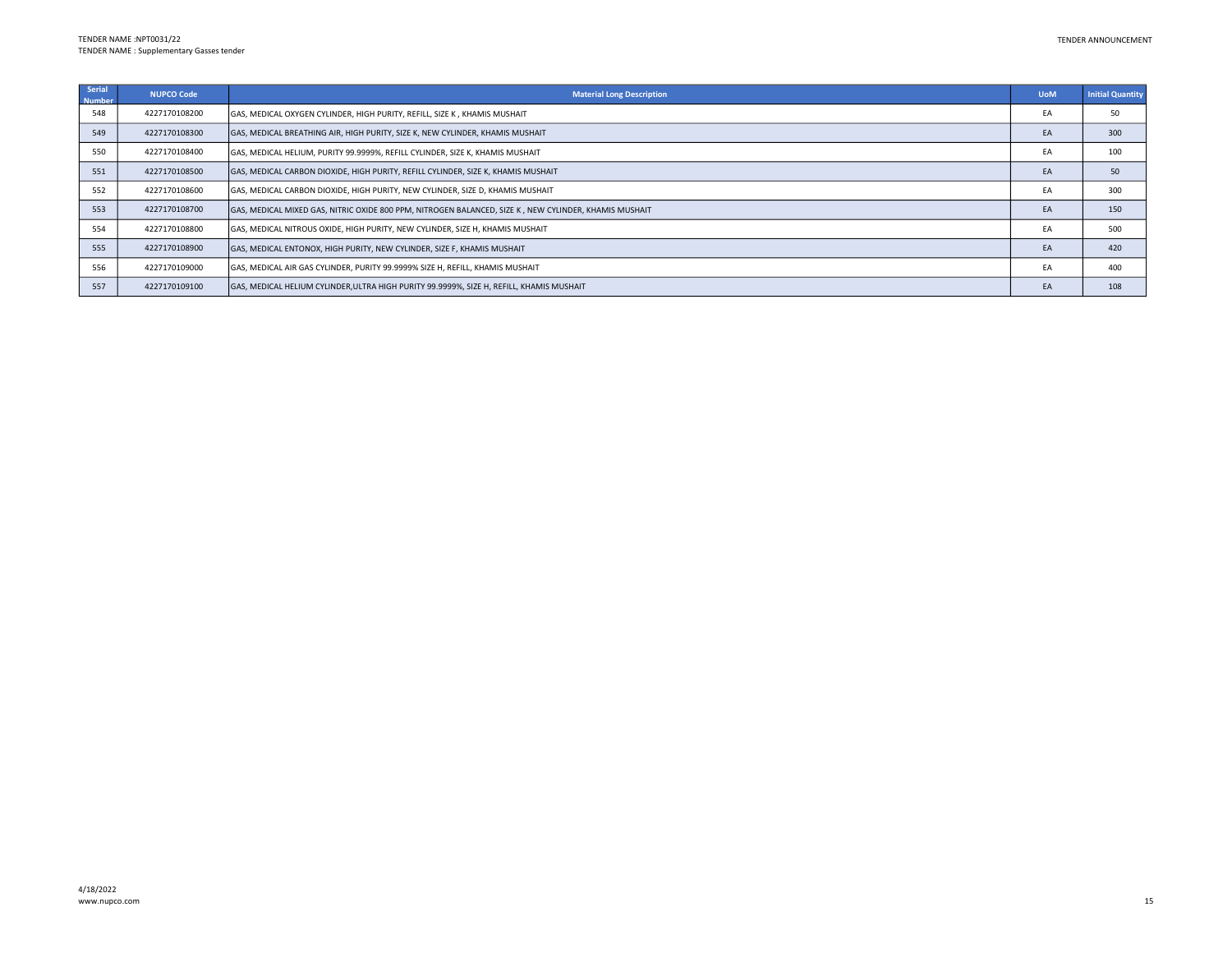| Serial Number | NUPCO Code | Material Long Description | UoM | Initial Quantity |
|---|---|---|---|---|
| 548 | 4227170108200 | GAS, MEDICAL OXYGEN CYLINDER, HIGH PURITY, REFILL, SIZE K , KHAMIS MUSHAIT | EA | 50 |
| 549 | 4227170108300 | GAS, MEDICAL BREATHING AIR, HIGH PURITY, SIZE K, NEW CYLINDER, KHAMIS MUSHAIT | EA | 300 |
| 550 | 4227170108400 | GAS, MEDICAL HELIUM, PURITY 99.9999%, REFILL CYLINDER, SIZE K, KHAMIS MUSHAIT | EA | 100 |
| 551 | 4227170108500 | GAS, MEDICAL CARBON DIOXIDE, HIGH PURITY, REFILL CYLINDER, SIZE K, KHAMIS MUSHAIT | EA | 50 |
| 552 | 4227170108600 | GAS, MEDICAL CARBON DIOXIDE, HIGH PURITY, NEW CYLINDER, SIZE D, KHAMIS MUSHAIT | EA | 300 |
| 553 | 4227170108700 | GAS, MEDICAL MIXED GAS, NITRIC OXIDE 800 PPM, NITROGEN BALANCED, SIZE K , NEW CYLINDER, KHAMIS MUSHAIT | EA | 150 |
| 554 | 4227170108800 | GAS, MEDICAL NITROUS OXIDE, HIGH PURITY, NEW CYLINDER, SIZE H, KHAMIS MUSHAIT | EA | 500 |
| 555 | 4227170108900 | GAS, MEDICAL ENTONOX, HIGH PURITY, NEW CYLINDER, SIZE F, KHAMIS MUSHAIT | EA | 420 |
| 556 | 4227170109000 | GAS, MEDICAL AIR GAS CYLINDER, PURITY 99.9999% SIZE H, REFILL, KHAMIS MUSHAIT | EA | 400 |
| 557 | 4227170109100 | GAS, MEDICAL HELIUM CYLINDER,ULTRA HIGH PURITY 99.9999%, SIZE H, REFILL, KHAMIS MUSHAIT | EA | 108 |